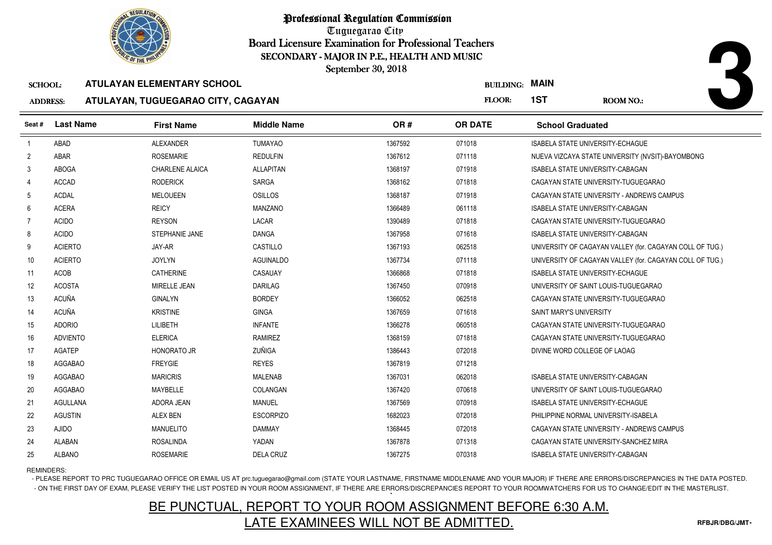# Professional Regulation Commission

Tuguegarao City

Board Licensure Examination for Professional Teachers

SECONDARY - MAJOR IN P.E., HEALTH AND MUSIC

September 30, 2018

**3**

SCHOOL: **ATULAYAN ELEMENTARY SCHOOL**

ADDRESS: **ATULAYAN, TUGUEGARAO CITY, CAGAYAN**

BUILDING: **MAIN**

FLOOR: **1ST**

ROOM NO.:

| Seat # | Last Name | First Name | Middle Name | OR # | OR DATE | School Graduated |
|---|---|---|---|---|---|---|
| 1 | ABAD | ALEXANDER | TUMAYAO | 1367592 | 071018 | ISABELA STATE UNIVERSITY-ECHAGUE |
| 2 | ABAR | ROSEMARIE | REDULFIN | 1367612 | 071118 | NUEVA VIZCAYA STATE UNIVERSITY (NVSIT)-BAYOMBONG |
| 3 | ABOGA | CHARLENE ALAICA | ALLAPITAN | 1368197 | 071918 | ISABELA STATE UNIVERSITY-CABAGAN |
| 4 | ACCAD | RODERICK | SARGA | 1368162 | 071818 | CAGAYAN STATE UNIVERSITY-TUGUEGARAO |
| 5 | ACDAL | MELOUEEN | OSILLOS | 1368187 | 071918 | CAGAYAN STATE UNIVERSITY - ANDREWS CAMPUS |
| 6 | ACERA | REICY | MANZANO | 1366489 | 061118 | ISABELA STATE UNIVERSITY-CABAGAN |
| 7 | ACIDO | REYSON | LACAR | 1390489 | 071818 | CAGAYAN STATE UNIVERSITY-TUGUEGARAO |
| 8 | ACIDO | STEPHANIE JANE | DANGA | 1367958 | 071618 | ISABELA STATE UNIVERSITY-CABAGAN |
| 9 | ACIERTO | JAY-AR | CASTILLO | 1367193 | 062518 | UNIVERSITY OF CAGAYAN VALLEY (for. CAGAYAN COLL OF TUG.) |
| 10 | ACIERTO | JOYLYN | AGUINALDO | 1367734 | 071118 | UNIVERSITY OF CAGAYAN VALLEY (for. CAGAYAN COLL OF TUG.) |
| 11 | ACOB | CATHERINE | CASAUAY | 1366868 | 071818 | ISABELA STATE UNIVERSITY-ECHAGUE |
| 12 | ACOSTA | MIRELLE JEAN | DARILAG | 1367450 | 070918 | UNIVERSITY OF SAINT LOUIS-TUGUEGARAO |
| 13 | ACUÑA | GINALYN | BORDEY | 1366052 | 062518 | CAGAYAN STATE UNIVERSITY-TUGUEGARAO |
| 14 | ACUÑA | KRISTINE | GINGA | 1367659 | 071618 | SAINT MARY'S UNIVERSITY |
| 15 | ADORIO | LILIBETH | INFANTE | 1366278 | 060518 | CAGAYAN STATE UNIVERSITY-TUGUEGARAO |
| 16 | ADVIENTO | ELERICA | RAMIREZ | 1368159 | 071818 | CAGAYAN STATE UNIVERSITY-TUGUEGARAO |
| 17 | AGATEP | HONORATO JR | ZUÑIGA | 1386443 | 072018 | DIVINE WORD COLLEGE OF LAOAG |
| 18 | AGGABAO | FREYGIE | REYES | 1367819 | 071218 | |
| 19 | AGGABAO | MARICRIS | MALENAB | 1367031 | 062018 | ISABELA STATE UNIVERSITY-CABAGAN |
| 20 | AGGABAO | MAYBELLE | COLANGAN | 1367420 | 070618 | UNIVERSITY OF SAINT LOUIS-TUGUEGARAO |
| 21 | AGULLANA | ADORA JEAN | MANUEL | 1367569 | 070918 | ISABELA STATE UNIVERSITY-ECHAGUE |
| 22 | AGUSTIN | ALEX BEN | ESCORPIZO | 1682023 | 072018 | PHILIPPINE NORMAL UNIVERSITY-ISABELA |
| 23 | AJIDO | MANUELITO | DAMMAY | 1368445 | 072018 | CAGAYAN STATE UNIVERSITY - ANDREWS CAMPUS |
| 24 | ALABAN | ROSALINDA | YADAN | 1367878 | 071318 | CAGAYAN STATE UNIVERSITY-SANCHEZ MIRA |
| 25 | ALBANO | ROSEMARIE | DELA CRUZ | 1367275 | 070318 | ISABELA STATE UNIVERSITY-CABAGAN |

REMINDERS:

- PLEASE REPORT TO PRC TUGUEGARAO OFFICE OR EMAIL US AT prc.tuguegarao@gmail.com (STATE YOUR LASTNAME, FIRSTNAME MIDDLENAME AND YOUR MAJOR) IF THERE ARE ERRORS/DISCREPANCIES IN THE DATA POSTED.
- ON THE FIRST DAY OF EXAM, PLEASE VERIFY THE LIST POSTED IN YOUR ROOM ASSIGNMENT, IF THERE ARE ERRORS/DISCREPANCIES REPORT TO YOUR ROOMWATCHERS FOR US TO CHANGE/EDIT IN THE MASTERLIST.

BE PUNCTUAL, REPORT TO YOUR ROOM ASSIGNMENT BEFORE 6:30 A.M.

LATE EXAMINEES WILL NOT BE ADMITTED.

RFBJR/DBG/JMT-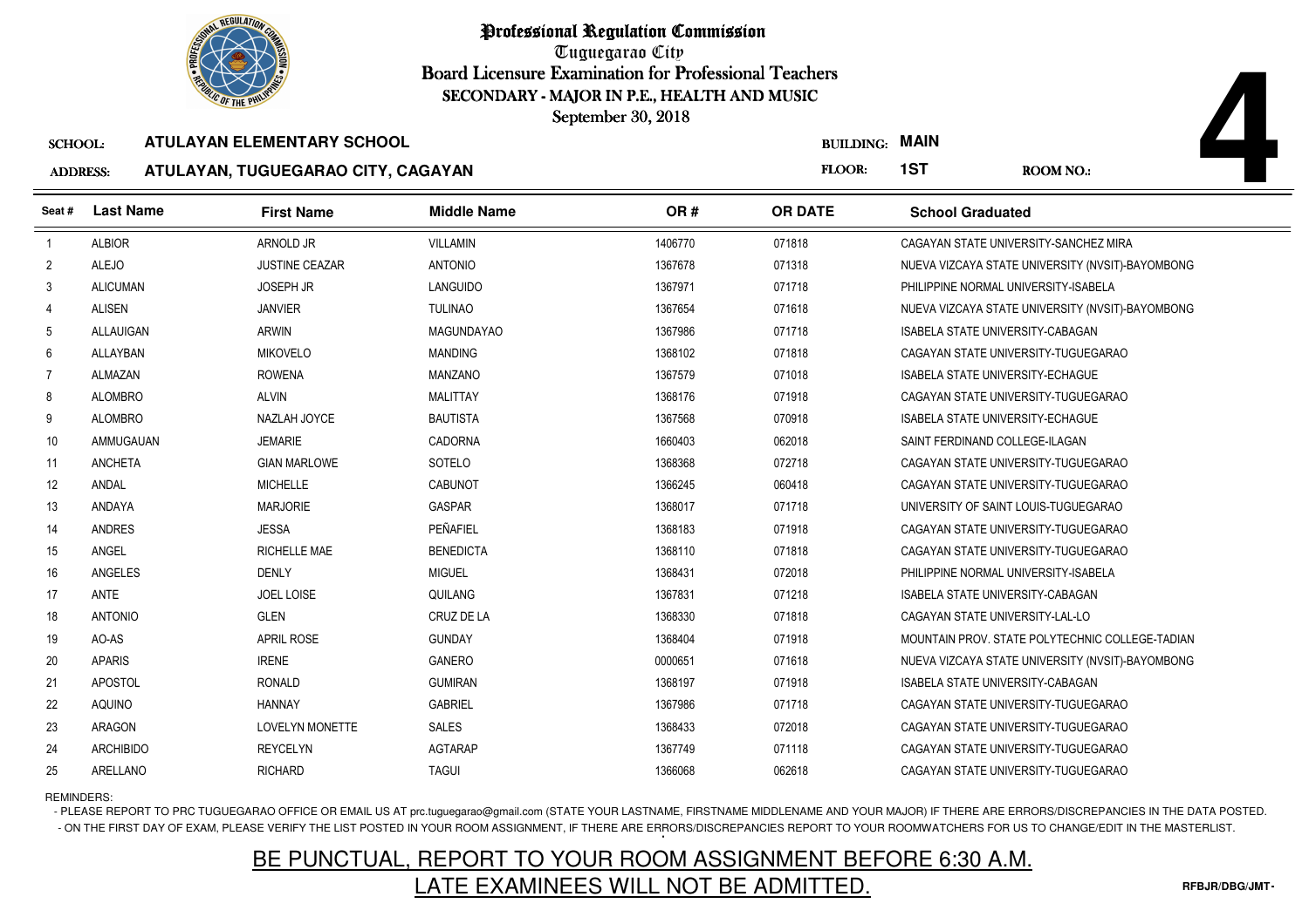# Professional Regulation Commission

Tuguegarao City

Board Licensure Examination for Professional Teachers

SECONDARY - MAJOR IN P.E., HEALTH AND MUSIC

September 30, 2018

**4**

**SCHOOL:** ATULAYAN ELEMENTARY SCHOOL

**ADDRESS:** ATULAYAN, TUGUEGARAO CITY, CAGAYAN

**BUILDING:** MAIN

**FLOOR:** 1ST

**ROOM NO.:**

| Seat # | Last Name | First Name | Middle Name | OR # | OR DATE | School Graduated |
|---|---|---|---|---|---|---|
| 1 | ALBIOR | ARNOLD JR | VILLAMIN | 1406770 | 071818 | CAGAYAN STATE UNIVERSITY-SANCHEZ MIRA |
| 2 | ALEJO | JUSTINE CEAZAR | ANTONIO | 1367678 | 071318 | NUEVA VIZCAYA STATE UNIVERSITY (NVSIT)-BAYOMBONG |
| 3 | ALICUMAN | JOSEPH JR | LANGUIDO | 1367971 | 071718 | PHILIPPINE NORMAL UNIVERSITY-ISABELA |
| 4 | ALISEN | JANVIER | TULINAO | 1367654 | 071618 | NUEVA VIZCAYA STATE UNIVERSITY (NVSIT)-BAYOMBONG |
| 5 | ALLAUIGAN | ARWIN | MAGUNDAYAO | 1367986 | 071718 | ISABELA STATE UNIVERSITY-CABAGAN |
| 6 | ALLAYBAN | MIKOVELO | MANDING | 1368102 | 071818 | CAGAYAN STATE UNIVERSITY-TUGUEGARAO |
| 7 | ALMAZAN | ROWENA | MANZANO | 1367579 | 071018 | ISABELA STATE UNIVERSITY-ECHAGUE |
| 8 | ALOMBRO | ALVIN | MALITTAY | 1368176 | 071918 | CAGAYAN STATE UNIVERSITY-TUGUEGARAO |
| 9 | ALOMBRO | NAZLAH JOYCE | BAUTISTA | 1367568 | 070918 | ISABELA STATE UNIVERSITY-ECHAGUE |
| 10 | AMMUGAUAN | JEMARIE | CADORNA | 1660403 | 062018 | SAINT FERDINAND COLLEGE-ILAGAN |
| 11 | ANCHETA | GIAN MARLOWE | SOTELO | 1368368 | 072718 | CAGAYAN STATE UNIVERSITY-TUGUEGARAO |
| 12 | ANDAL | MICHELLE | CABUNOT | 1366245 | 060418 | CAGAYAN STATE UNIVERSITY-TUGUEGARAO |
| 13 | ANDAYA | MARJORIE | GASPAR | 1368017 | 071718 | UNIVERSITY OF SAINT LOUIS-TUGUEGARAO |
| 14 | ANDRES | JESSA | PEÑAFIEL | 1368183 | 071918 | CAGAYAN STATE UNIVERSITY-TUGUEGARAO |
| 15 | ANGEL | RICHELLE MAE | BENEDICTA | 1368110 | 071818 | CAGAYAN STATE UNIVERSITY-TUGUEGARAO |
| 16 | ANGELES | DENLY | MIGUEL | 1368431 | 072018 | PHILIPPINE NORMAL UNIVERSITY-ISABELA |
| 17 | ANTE | JOEL LOISE | QUILANG | 1367831 | 071218 | ISABELA STATE UNIVERSITY-CABAGAN |
| 18 | ANTONIO | GLEN | CRUZ DE LA | 1368330 | 071818 | CAGAYAN STATE UNIVERSITY-LAL-LO |
| 19 | AO-AS | APRIL ROSE | GUNDAY | 1368404 | 071918 | MOUNTAIN PROV. STATE POLYTECHNIC COLLEGE-TADIAN |
| 20 | APARIS | IRENE | GANERO | 0000651 | 071618 | NUEVA VIZCAYA STATE UNIVERSITY (NVSIT)-BAYOMBONG |
| 21 | APOSTOL | RONALD | GUMIRAN | 1368197 | 071918 | ISABELA STATE UNIVERSITY-CABAGAN |
| 22 | AQUINO | HANNAY | GABRIEL | 1367986 | 071718 | CAGAYAN STATE UNIVERSITY-TUGUEGARAO |
| 23 | ARAGON | LOVELYN MONETTE | SALES | 1368433 | 072018 | CAGAYAN STATE UNIVERSITY-TUGUEGARAO |
| 24 | ARCHIBIDO | REYCELYN | AGTARAP | 1367749 | 071118 | CAGAYAN STATE UNIVERSITY-TUGUEGARAO |
| 25 | ARELLANO | RICHARD | TAGUI | 1366068 | 062618 | CAGAYAN STATE UNIVERSITY-TUGUEGARAO |

REMINDERS:

- PLEASE REPORT TO PRC TUGUEGARAO OFFICE OR EMAIL US AT prc.tuguegarao@gmail.com (STATE YOUR LASTNAME, FIRSTNAME MIDDLENAME AND YOUR MAJOR) IF THERE ARE ERRORS/DISCREPANCIES IN THE DATA POSTED.
- ON THE FIRST DAY OF EXAM, PLEASE VERIFY THE LIST POSTED IN YOUR ROOM ASSIGNMENT, IF THERE ARE ERRORS/DISCREPANCIES REPORT TO YOUR ROOMWATCHERS FOR US TO CHANGE/EDIT IN THE MASTERLIST.

BE PUNCTUAL, REPORT TO YOUR ROOM ASSIGNMENT BEFORE 6:30 A.M.

LATE EXAMINEES WILL NOT BE ADMITTED.

RFBJR/DBG/JMT-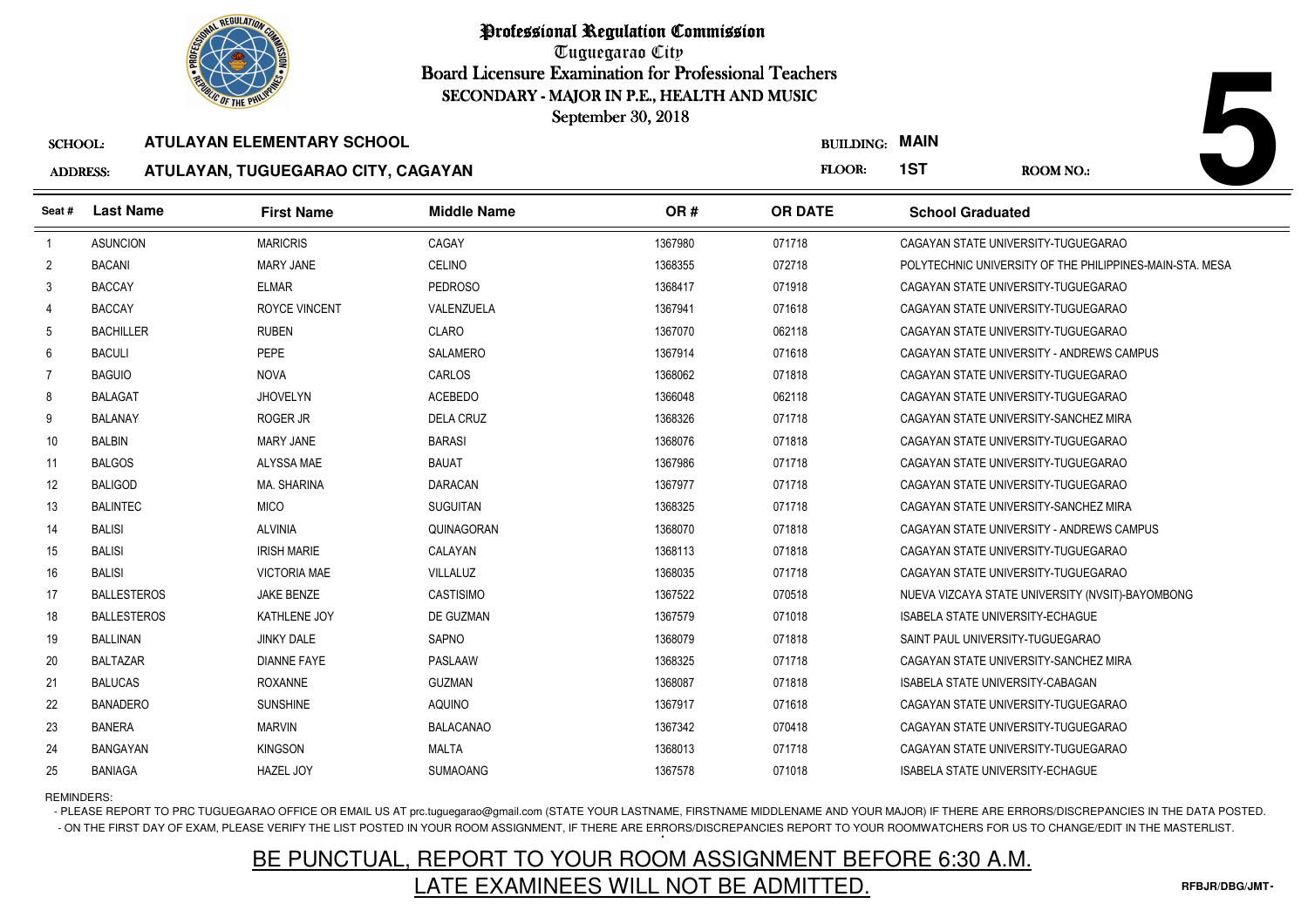# Professional Regulation Commission

Tuguegarao City

Board Licensure Examination for Professional Teachers

SECONDARY - MAJOR IN P.E., HEALTH AND MUSIC

September 30, 2018

**SCHOOL:** ATULAYAN ELEMENTARY SCHOOL

**ADDRESS:** ATULAYAN, TUGUEGARAO CITY, CAGAYAN

**BUILDING:** MAIN

**FLOOR:** 1ST

**ROOM NO.:** 5

| Seat # | Last Name | First Name | Middle Name | OR # | OR DATE | School Graduated |
|---|---|---|---|---|---|---|
| 1 | ASUNCION | MARICRIS | CAGAY | 1367980 | 071718 | CAGAYAN STATE UNIVERSITY-TUGUEGARAO |
| 2 | BACANI | MARY JANE | CELINO | 1368355 | 072718 | POLYTECHNIC UNIVERSITY OF THE PHILIPPINES-MAIN-STA. MESA |
| 3 | BACCAY | ELMAR | PEDROSO | 1368417 | 071918 | CAGAYAN STATE UNIVERSITY-TUGUEGARAO |
| 4 | BACCAY | ROYCE VINCENT | VALENZUELA | 1367941 | 071618 | CAGAYAN STATE UNIVERSITY-TUGUEGARAO |
| 5 | BACHILLER | RUBEN | CLARO | 1367070 | 062118 | CAGAYAN STATE UNIVERSITY-TUGUEGARAO |
| 6 | BACULI | PEPE | SALAMERO | 1367914 | 071618 | CAGAYAN STATE UNIVERSITY - ANDREWS CAMPUS |
| 7 | BAGUIO | NOVA | CARLOS | 1368062 | 071818 | CAGAYAN STATE UNIVERSITY-TUGUEGARAO |
| 8 | BALAGAT | JHOVELYN | ACEBEDO | 1366048 | 062118 | CAGAYAN STATE UNIVERSITY-TUGUEGARAO |
| 9 | BALANAY | ROGER JR | DELA CRUZ | 1368326 | 071718 | CAGAYAN STATE UNIVERSITY-SANCHEZ MIRA |
| 10 | BALBIN | MARY JANE | BARASI | 1368076 | 071818 | CAGAYAN STATE UNIVERSITY-TUGUEGARAO |
| 11 | BALGOS | ALYSSA MAE | BAUAT | 1367986 | 071718 | CAGAYAN STATE UNIVERSITY-TUGUEGARAO |
| 12 | BALIGOD | MA. SHARINA | DARACAN | 1367977 | 071718 | CAGAYAN STATE UNIVERSITY-TUGUEGARAO |
| 13 | BALINTEC | MICO | SUGUITAN | 1368325 | 071718 | CAGAYAN STATE UNIVERSITY-SANCHEZ MIRA |
| 14 | BALISI | ALVINIA | QUINAGORAN | 1368070 | 071818 | CAGAYAN STATE UNIVERSITY - ANDREWS CAMPUS |
| 15 | BALISI | IRISH MARIE | CALAYAN | 1368113 | 071818 | CAGAYAN STATE UNIVERSITY-TUGUEGARAO |
| 16 | BALISI | VICTORIA MAE | VILLALUZ | 1368035 | 071718 | CAGAYAN STATE UNIVERSITY-TUGUEGARAO |
| 17 | BALLESTEROS | JAKE BENZE | CASTISIMO | 1367522 | 070518 | NUEVA VIZCAYA STATE UNIVERSITY (NVSIT)-BAYOMBONG |
| 18 | BALLESTEROS | KATHLENE JOY | DE GUZMAN | 1367579 | 071018 | ISABELA STATE UNIVERSITY-ECHAGUE |
| 19 | BALLINAN | JINKY DALE | SAPNO | 1368079 | 071818 | SAINT PAUL UNIVERSITY-TUGUEGARAO |
| 20 | BALTAZAR | DIANNE FAYE | PASLAAW | 1368325 | 071718 | CAGAYAN STATE UNIVERSITY-SANCHEZ MIRA |
| 21 | BALUCAS | ROXANNE | GUZMAN | 1368087 | 071818 | ISABELA STATE UNIVERSITY-CABAGAN |
| 22 | BANADERO | SUNSHINE | AQUINO | 1367917 | 071618 | CAGAYAN STATE UNIVERSITY-TUGUEGARAO |
| 23 | BANERA | MARVIN | BALACANAO | 1367342 | 070418 | CAGAYAN STATE UNIVERSITY-TUGUEGARAO |
| 24 | BANGAYAN | KINGSON | MALTA | 1368013 | 071718 | CAGAYAN STATE UNIVERSITY-TUGUEGARAO |
| 25 | BANIAGA | HAZEL JOY | SUMAOANG | 1367578 | 071018 | ISABELA STATE UNIVERSITY-ECHAGUE |

REMINDERS:

- PLEASE REPORT TO PRC TUGUEGARAO OFFICE OR EMAIL US AT prc.tuguegarao@gmail.com (STATE YOUR LASTNAME, FIRSTNAME MIDDLENAME AND YOUR MAJOR) IF THERE ARE ERRORS/DISCREPANCIES IN THE DATA POSTED.
- ON THE FIRST DAY OF EXAM, PLEASE VERIFY THE LIST POSTED IN YOUR ROOM ASSIGNMENT, IF THERE ARE ERRORS/DISCREPANCIES REPORT TO YOUR ROOMWATCHERS FOR US TO CHANGE/EDIT IN THE MASTERLIST.

**BE PUNCTUAL, REPORT TO YOUR ROOM ASSIGNMENT BEFORE 6:30 A.M.**

**LATE EXAMINEES WILL NOT BE ADMITTED.**

RFBJR/DBG/JMT-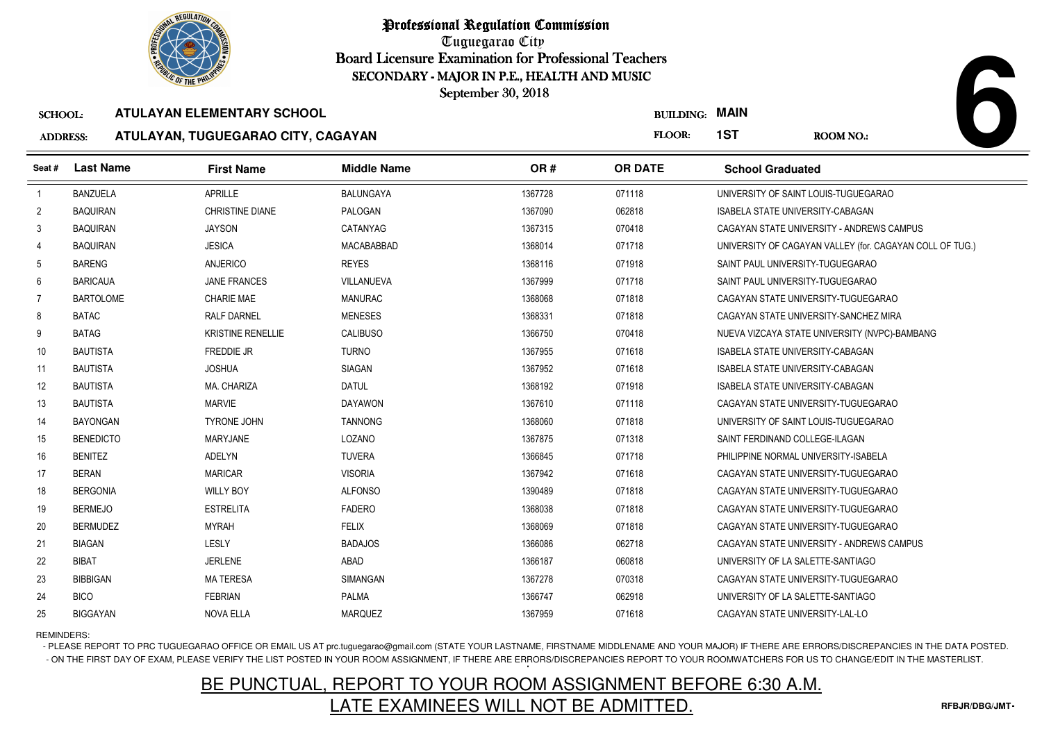# Professional Regulation Commission

Tuguegarao City

Board Licensure Examination for Professional Teachers

SECONDARY - MAJOR IN P.E., HEALTH AND MUSIC

September 30, 2018

**6**

SCHOOL: **ATULAYAN ELEMENTARY SCHOOL**

ADDRESS: **ATULAYAN, TUGUEGARAO CITY, CAGAYAN**

BUILDING: **MAIN**

FLOOR: **1ST**

ROOM NO.:

| Seat # | Last Name | First Name | Middle Name | OR # | OR DATE | School Graduated |
|---|---|---|---|---|---|---|
| 1 | BANZUELA | APRILLE | BALUNGAYA | 1367728 | 071118 | UNIVERSITY OF SAINT LOUIS-TUGUEGARAO |
| 2 | BAQUIRAN | CHRISTINE DIANE | PALOGAN | 1367090 | 062818 | ISABELA STATE UNIVERSITY-CABAGAN |
| 3 | BAQUIRAN | JAYSON | CATANYAG | 1367315 | 070418 | CAGAYAN STATE UNIVERSITY - ANDREWS CAMPUS |
| 4 | BAQUIRAN | JESICA | MACABABBAD | 1368014 | 071718 | UNIVERSITY OF CAGAYAN VALLEY (for. CAGAYAN COLL OF TUG.) |
| 5 | BARENG | ANJERICO | REYES | 1368116 | 071918 | SAINT PAUL UNIVERSITY-TUGUEGARAO |
| 6 | BARICAUA | JANE FRANCES | VILLANUEVA | 1367999 | 071718 | SAINT PAUL UNIVERSITY-TUGUEGARAO |
| 7 | BARTOLOME | CHARIE MAE | MANURAC | 1368068 | 071818 | CAGAYAN STATE UNIVERSITY-TUGUEGARAO |
| 8 | BATAC | RALF DARNEL | MENESES | 1368331 | 071818 | CAGAYAN STATE UNIVERSITY-SANCHEZ MIRA |
| 9 | BATAG | KRISTINE RENELLIE | CALIBUSO | 1366750 | 070418 | NUEVA VIZCAYA STATE UNIVERSITY (NVPC)-BAMBANG |
| 10 | BAUTISTA | FREDDIE JR | TURNO | 1367955 | 071618 | ISABELA STATE UNIVERSITY-CABAGAN |
| 11 | BAUTISTA | JOSHUA | SIAGAN | 1367952 | 071618 | ISABELA STATE UNIVERSITY-CABAGAN |
| 12 | BAUTISTA | MA. CHARIZA | DATUL | 1368192 | 071918 | ISABELA STATE UNIVERSITY-CABAGAN |
| 13 | BAUTISTA | MARVIE | DAYAWON | 1367610 | 071118 | CAGAYAN STATE UNIVERSITY-TUGUEGARAO |
| 14 | BAYONGAN | TYRONE JOHN | TANNONG | 1368060 | 071818 | UNIVERSITY OF SAINT LOUIS-TUGUEGARAO |
| 15 | BENEDICTO | MARYJANE | LOZANO | 1367875 | 071318 | SAINT FERDINAND COLLEGE-ILAGAN |
| 16 | BENITEZ | ADELYN | TUVERA | 1366845 | 071718 | PHILIPPINE NORMAL UNIVERSITY-ISABELA |
| 17 | BERAN | MARICAR | VISORIA | 1367942 | 071618 | CAGAYAN STATE UNIVERSITY-TUGUEGARAO |
| 18 | BERGONIA | WILLY BOY | ALFONSO | 1390489 | 071818 | CAGAYAN STATE UNIVERSITY-TUGUEGARAO |
| 19 | BERMEJO | ESTRELITA | FADERO | 1368038 | 071818 | CAGAYAN STATE UNIVERSITY-TUGUEGARAO |
| 20 | BERMUDEZ | MYRAH | FELIX | 1368069 | 071818 | CAGAYAN STATE UNIVERSITY-TUGUEGARAO |
| 21 | BIAGAN | LESLY | BADAJOS | 1366086 | 062718 | CAGAYAN STATE UNIVERSITY - ANDREWS CAMPUS |
| 22 | BIBAT | JERLENE | ABAD | 1366187 | 060818 | UNIVERSITY OF LA SALETTE-SANTIAGO |
| 23 | BIBBIGAN | MA TERESA | SIMANGAN | 1367278 | 070318 | CAGAYAN STATE UNIVERSITY-TUGUEGARAO |
| 24 | BICO | FEBRIAN | PALMA | 1366747 | 062918 | UNIVERSITY OF LA SALETTE-SANTIAGO |
| 25 | BIGGAYAN | NOVA ELLA | MARQUEZ | 1367959 | 071618 | CAGAYAN STATE UNIVERSITY-LAL-LO |

REMINDERS:

- PLEASE REPORT TO PRC TUGUEGARAO OFFICE OR EMAIL US AT prc.tuguegarao@gmail.com (STATE YOUR LASTNAME, FIRSTNAME MIDDLENAME AND YOUR MAJOR) IF THERE ARE ERRORS/DISCREPANCIES IN THE DATA POSTED.
- ON THE FIRST DAY OF EXAM, PLEASE VERIFY THE LIST POSTED IN YOUR ROOM ASSIGNMENT, IF THERE ARE ERRORS/DISCREPANCIES REPORT TO YOUR ROOMWATCHERS FOR US TO CHANGE/EDIT IN THE MASTERLIST.

## BE PUNCTUAL, REPORT TO YOUR ROOM ASSIGNMENT BEFORE 6:30 A.M.
## LATE EXAMINEES WILL NOT BE ADMITTED.

RFBJR/DBG/JMT-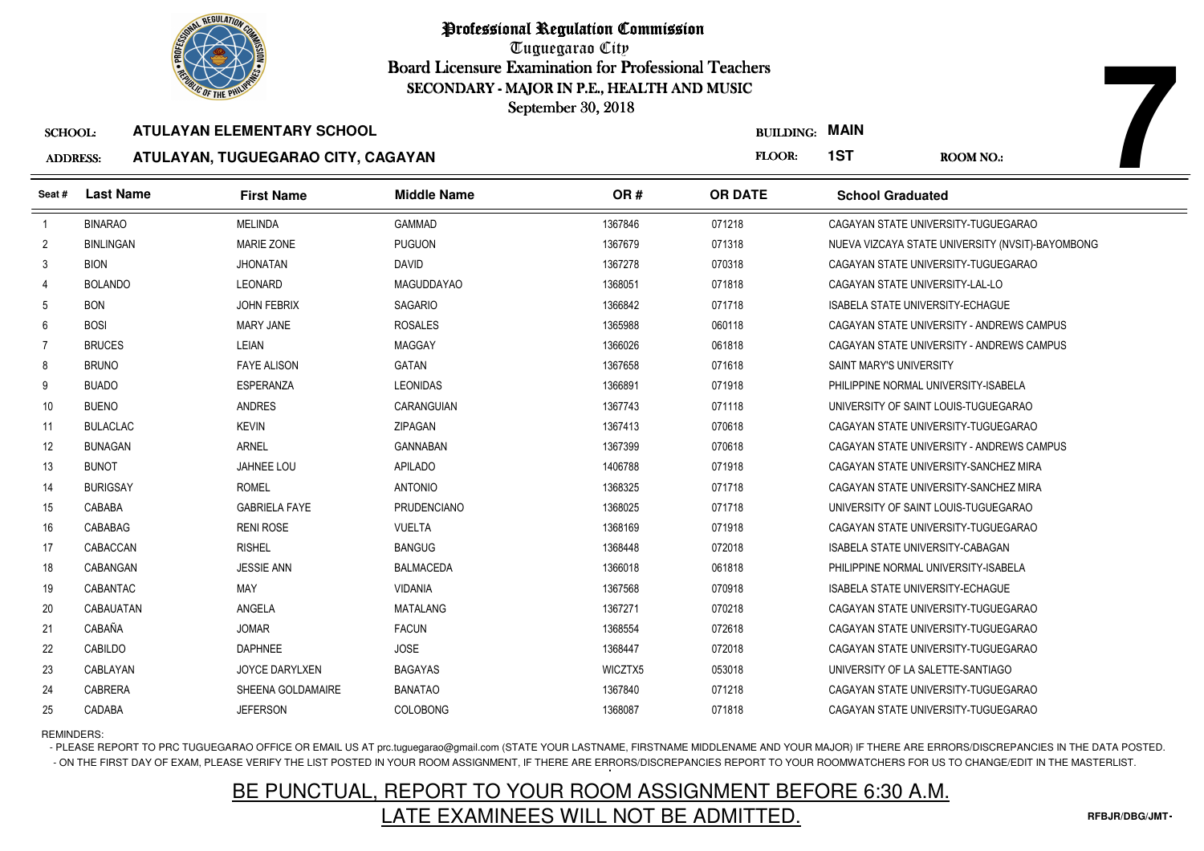# Professional Regulation Commission

Tuguegarao City

Board Licensure Examination for Professional Teachers

SECONDARY - MAJOR IN P.E., HEALTH AND MUSIC

September 30, 2018

**7**

**SCHOOL:** ATULAYAN ELEMENTARY SCHOOL

**ADDRESS:** ATULAYAN, TUGUEGARAO CITY, CAGAYAN

**BUILDING:** MAIN

**FLOOR:** 1ST

**ROOM NO.:**

| Seat # | Last Name | First Name | Middle Name | OR # | OR DATE | School Graduated |
|---|---|---|---|---|---|---|
| 1 | BINARAO | MELINDA | GAMMAD | 1367846 | 071218 | CAGAYAN STATE UNIVERSITY-TUGUEGARAO |
| 2 | BINLINGAN | MARIE ZONE | PUGUON | 1367679 | 071318 | NUEVA VIZCAYA STATE UNIVERSITY (NVSIT)-BAYOMBONG |
| 3 | BION | JHONATAN | DAVID | 1367278 | 070318 | CAGAYAN STATE UNIVERSITY-TUGUEGARAO |
| 4 | BOLANDO | LEONARD | MAGUDDAYAO | 1368051 | 071818 | CAGAYAN STATE UNIVERSITY-LAL-LO |
| 5 | BON | JOHN FEBRIX | SAGARIO | 1366842 | 071718 | ISABELA STATE UNIVERSITY-ECHAGUE |
| 6 | BOSI | MARY JANE | ROSALES | 1365988 | 060118 | CAGAYAN STATE UNIVERSITY - ANDREWS CAMPUS |
| 7 | BRUCES | LEIAN | MAGGAY | 1366026 | 061818 | CAGAYAN STATE UNIVERSITY - ANDREWS CAMPUS |
| 8 | BRUNO | FAYE ALISON | GATAN | 1367658 | 071618 | SAINT MARY'S UNIVERSITY |
| 9 | BUADO | ESPERANZA | LEONIDAS | 1366891 | 071918 | PHILIPPINE NORMAL UNIVERSITY-ISABELA |
| 10 | BUENO | ANDRES | CARANGUIAN | 1367743 | 071118 | UNIVERSITY OF SAINT LOUIS-TUGUEGARAO |
| 11 | BULACLAC | KEVIN | ZIPAGAN | 1367413 | 070618 | CAGAYAN STATE UNIVERSITY-TUGUEGARAO |
| 12 | BUNAGAN | ARNEL | GANNABAN | 1367399 | 070618 | CAGAYAN STATE UNIVERSITY - ANDREWS CAMPUS |
| 13 | BUNOT | JAHNEE LOU | APILADO | 1406788 | 071918 | CAGAYAN STATE UNIVERSITY-SANCHEZ MIRA |
| 14 | BURIGSAY | ROMEL | ANTONIO | 1368325 | 071718 | CAGAYAN STATE UNIVERSITY-SANCHEZ MIRA |
| 15 | CABABA | GABRIELA FAYE | PRUDENCIANO | 1368025 | 071718 | UNIVERSITY OF SAINT LOUIS-TUGUEGARAO |
| 16 | CABABAG | RENI ROSE | VUELTA | 1368169 | 071918 | CAGAYAN STATE UNIVERSITY-TUGUEGARAO |
| 17 | CABACCAN | RISHEL | BANGUG | 1368448 | 072018 | ISABELA STATE UNIVERSITY-CABAGAN |
| 18 | CABANGAN | JESSIE ANN | BALMACEDA | 1366018 | 061818 | PHILIPPINE NORMAL UNIVERSITY-ISABELA |
| 19 | CABANTAC | MAY | VIDANIA | 1367568 | 070918 | ISABELA STATE UNIVERSITY-ECHAGUE |
| 20 | CABAUATAN | ANGELA | MATALANG | 1367271 | 070218 | CAGAYAN STATE UNIVERSITY-TUGUEGARAO |
| 21 | CABAÑA | JOMAR | FACUN | 1368554 | 072618 | CAGAYAN STATE UNIVERSITY-TUGUEGARAO |
| 22 | CABILDO | DAPHNEE | JOSE | 1368447 | 072018 | CAGAYAN STATE UNIVERSITY-TUGUEGARAO |
| 23 | CABLAYAN | JOYCE DARYLXEN | BAGAYAS | WICZTX5 | 053018 | UNIVERSITY OF LA SALETTE-SANTIAGO |
| 24 | CABRERA | SHEENA GOLDAMAIRE | BANATAO | 1367840 | 071218 | CAGAYAN STATE UNIVERSITY-TUGUEGARAO |
| 25 | CADABA | JEFERSON | COLOBONG | 1368087 | 071818 | CAGAYAN STATE UNIVERSITY-TUGUEGARAO |

REMINDERS:

- PLEASE REPORT TO PRC TUGUEGARAO OFFICE OR EMAIL US AT prc.tuguegarao@gmail.com (STATE YOUR LASTNAME, FIRSTNAME MIDDLENAME AND YOUR MAJOR) IF THERE ARE ERRORS/DISCREPANCIES IN THE DATA POSTED.
- ON THE FIRST DAY OF EXAM, PLEASE VERIFY THE LIST POSTED IN YOUR ROOM ASSIGNMENT, IF THERE ARE ERRORS/DISCREPANCIES REPORT TO YOUR ROOMWATCHERS FOR US TO CHANGE/EDIT IN THE MASTERLIST.

## BE PUNCTUAL, REPORT TO YOUR ROOM ASSIGNMENT BEFORE 6:30 A.M. LATE EXAMINEES WILL NOT BE ADMITTED.

RFBJR/DBG/JMT-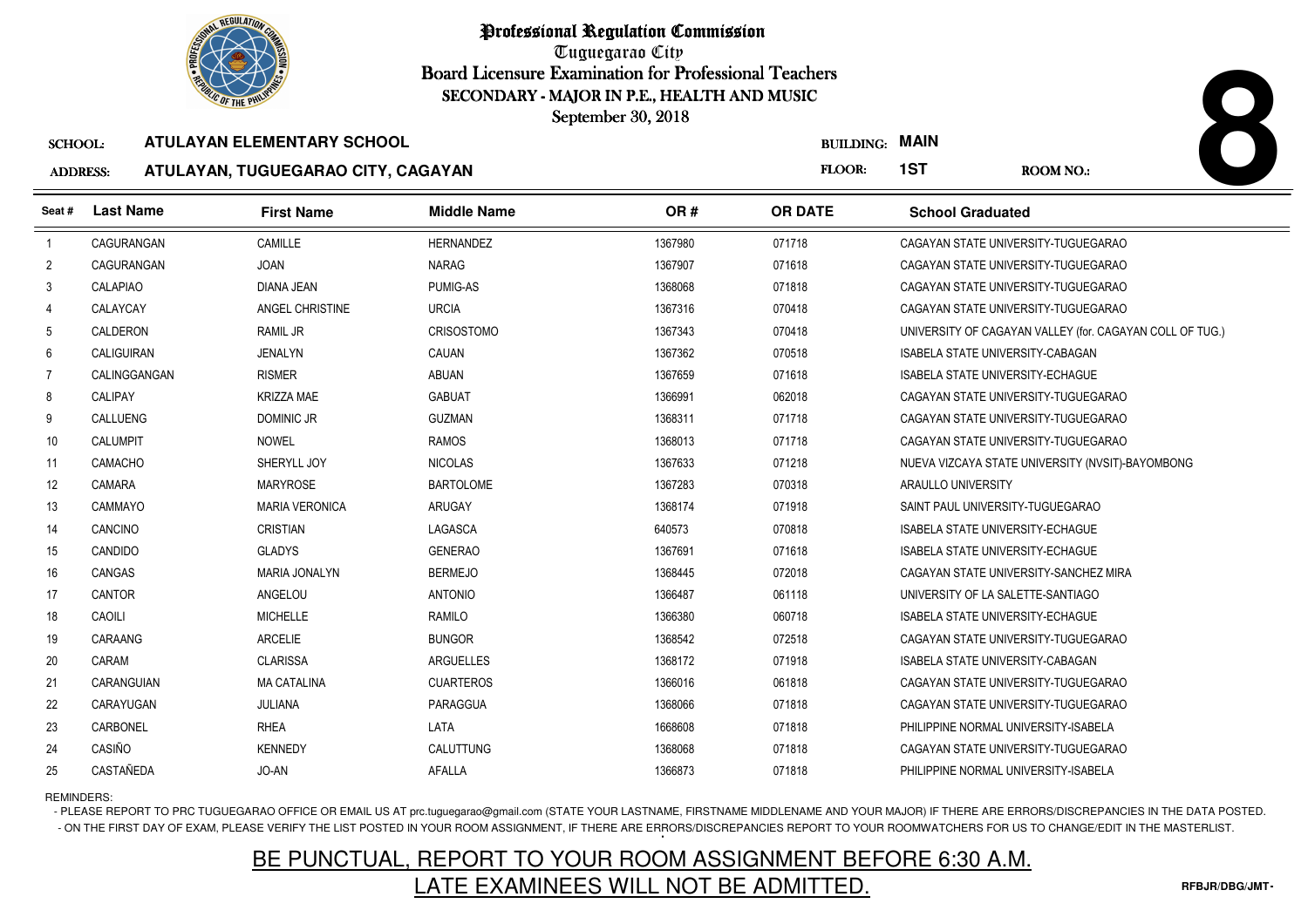# Professional Regulation Commission

Tuguegarao City

Board Licensure Examination for Professional Teachers

SECONDARY - MAJOR IN P.E., HEALTH AND MUSIC

September 30, 2018

**8**

**SCHOOL:** ATULAYAN ELEMENTARY SCHOOL

**BUILDING:** MAIN

**ADDRESS:** ATULAYAN, TUGUEGARAO CITY, CAGAYAN

**FLOOR:** 1ST

**ROOM NO.:**

| Seat # | Last Name | First Name | Middle Name | OR # | OR DATE | School Graduated |
|---|---|---|---|---|---|---|
| 1 | CAGURANGAN | CAMILLE | HERNANDEZ | 1367980 | 071718 | CAGAYAN STATE UNIVERSITY-TUGUEGARAO |
| 2 | CAGURANGAN | JOAN | NARAG | 1367907 | 071618 | CAGAYAN STATE UNIVERSITY-TUGUEGARAO |
| 3 | CALAPIAO | DIANA JEAN | PUMIG-AS | 1368068 | 071818 | CAGAYAN STATE UNIVERSITY-TUGUEGARAO |
| 4 | CALAYCAY | ANGEL CHRISTINE | URCIA | 1367316 | 070418 | CAGAYAN STATE UNIVERSITY-TUGUEGARAO |
| 5 | CALDERON | RAMIL JR | CRISOSTOMO | 1367343 | 070418 | UNIVERSITY OF CAGAYAN VALLEY (for. CAGAYAN COLL OF TUG.) |
| 6 | CALIGUIRAN | JENALYN | CAUAN | 1367362 | 070518 | ISABELA STATE UNIVERSITY-CABAGAN |
| 7 | CALINGGANGAN | RISMER | ABUAN | 1367659 | 071618 | ISABELA STATE UNIVERSITY-ECHAGUE |
| 8 | CALIPAY | KRIZZA MAE | GABUAT | 1366991 | 062018 | CAGAYAN STATE UNIVERSITY-TUGUEGARAO |
| 9 | CALLUENG | DOMINIC JR | GUZMAN | 1368311 | 071718 | CAGAYAN STATE UNIVERSITY-TUGUEGARAO |
| 10 | CALUMPIT | NOWEL | RAMOS | 1368013 | 071718 | CAGAYAN STATE UNIVERSITY-TUGUEGARAO |
| 11 | CAMACHO | SHERYLL JOY | NICOLAS | 1367633 | 071218 | NUEVA VIZCAYA STATE UNIVERSITY (NVSIT)-BAYOMBONG |
| 12 | CAMARA | MARYROSE | BARTOLOME | 1367283 | 070318 | ARAULLO UNIVERSITY |
| 13 | CAMMAYO | MARIA VERONICA | ARUGAY | 1368174 | 071918 | SAINT PAUL UNIVERSITY-TUGUEGARAO |
| 14 | CANCINO | CRISTIAN | LAGASCA | 640573 | 070818 | ISABELA STATE UNIVERSITY-ECHAGUE |
| 15 | CANDIDO | GLADYS | GENERAO | 1367691 | 071618 | ISABELA STATE UNIVERSITY-ECHAGUE |
| 16 | CANGAS | MARIA JONALYN | BERMEJO | 1368445 | 072018 | CAGAYAN STATE UNIVERSITY-SANCHEZ MIRA |
| 17 | CANTOR | ANGELOU | ANTONIO | 1366487 | 061118 | UNIVERSITY OF LA SALETTE-SANTIAGO |
| 18 | CAOILI | MICHELLE | RAMILO | 1366380 | 060718 | ISABELA STATE UNIVERSITY-ECHAGUE |
| 19 | CARAANG | ARCELIE | BUNGOR | 1368542 | 072518 | CAGAYAN STATE UNIVERSITY-TUGUEGARAO |
| 20 | CARAM | CLARISSA | ARGUELLES | 1368172 | 071918 | ISABELA STATE UNIVERSITY-CABAGAN |
| 21 | CARANGUIAN | MA CATALINA | CUARTEROS | 1366016 | 061818 | CAGAYAN STATE UNIVERSITY-TUGUEGARAO |
| 22 | CARAYUGAN | JULIANA | PARAGGUA | 1368066 | 071818 | CAGAYAN STATE UNIVERSITY-TUGUEGARAO |
| 23 | CARBONEL | RHEA | LATA | 1668608 | 071818 | PHILIPPINE NORMAL UNIVERSITY-ISABELA |
| 24 | CASIÑO | KENNEDY | CALUTTUNG | 1368068 | 071818 | CAGAYAN STATE UNIVERSITY-TUGUEGARAO |
| 25 | CASTAÑEDA | JO-AN | AFALLA | 1366873 | 071818 | PHILIPPINE NORMAL UNIVERSITY-ISABELA |

REMINDERS:

- PLEASE REPORT TO PRC TUGUEGARAO OFFICE OR EMAIL US AT prc.tuguegarao@gmail.com (STATE YOUR LASTNAME, FIRSTNAME MIDDLENAME AND YOUR MAJOR) IF THERE ARE ERRORS/DISCREPANCIES IN THE DATA POSTED.
- ON THE FIRST DAY OF EXAM, PLEASE VERIFY THE LIST POSTED IN YOUR ROOM ASSIGNMENT, IF THERE ARE ERRORS/DISCREPANCIES REPORT TO YOUR ROOMWATCHERS FOR US TO CHANGE/EDIT IN THE MASTERLIST.

BE PUNCTUAL, REPORT TO YOUR ROOM ASSIGNMENT BEFORE 6:30 A.M.

LATE EXAMINEES WILL NOT BE ADMITTED.

RFBJR/DBG/JMT-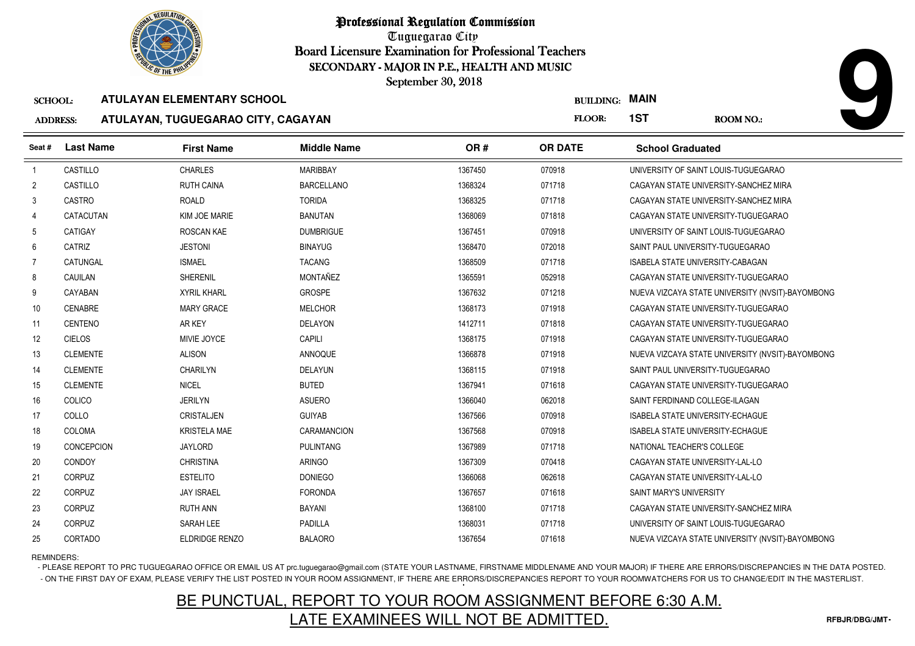# Professional Regulation Commission

Tuguegarao City

Board Licensure Examination for Professional Teachers

SECONDARY - MAJOR IN P.E., HEALTH AND MUSIC

September 30, 2018

**9**

**SCHOOL:** ATULAYAN ELEMENTARY SCHOOL

**BUILDING:** MAIN

**ADDRESS:** ATULAYAN, TUGUEGARAO CITY, CAGAYAN

**FLOOR:** 1ST

**ROOM NO.:**

| Seat # | Last Name | First Name | Middle Name | OR # | OR DATE | School Graduated |
|---|---|---|---|---|---|---|
| 1 | CASTILLO | CHARLES | MARIBBAY | 1367450 | 070918 | UNIVERSITY OF SAINT LOUIS-TUGUEGARAO |
| 2 | CASTILLO | RUTH CAINA | BARCELLANO | 1368324 | 071718 | CAGAYAN STATE UNIVERSITY-SANCHEZ MIRA |
| 3 | CASTRO | ROALD | TORIDA | 1368325 | 071718 | CAGAYAN STATE UNIVERSITY-SANCHEZ MIRA |
| 4 | CATACUTAN | KIM JOE MARIE | BANUTAN | 1368069 | 071818 | CAGAYAN STATE UNIVERSITY-TUGUEGARAO |
| 5 | CATIGAY | ROSCAN KAE | DUMBRIGUE | 1367451 | 070918 | UNIVERSITY OF SAINT LOUIS-TUGUEGARAO |
| 6 | CATRIZ | JESTONI | BINAYUG | 1368470 | 072018 | SAINT PAUL UNIVERSITY-TUGUEGARAO |
| 7 | CATUNGAL | ISMAEL | TACANG | 1368509 | 071718 | ISABELA STATE UNIVERSITY-CABAGAN |
| 8 | CAUILAN | SHERENIL | MONTAÑEZ | 1365591 | 052918 | CAGAYAN STATE UNIVERSITY-TUGUEGARAO |
| 9 | CAYABAN | XYRIL KHARL | GROSPE | 1367632 | 071218 | NUEVA VIZCAYA STATE UNIVERSITY (NVSIT)-BAYOMBONG |
| 10 | CENABRE | MARY GRACE | MELCHOR | 1368173 | 071918 | CAGAYAN STATE UNIVERSITY-TUGUEGARAO |
| 11 | CENTENO | AR KEY | DELAYON | 1412711 | 071818 | CAGAYAN STATE UNIVERSITY-TUGUEGARAO |
| 12 | CIELOS | MIVIE JOYCE | CAPILI | 1368175 | 071918 | CAGAYAN STATE UNIVERSITY-TUGUEGARAO |
| 13 | CLEMENTE | ALISON | ANNOQUE | 1366878 | 071918 | NUEVA VIZCAYA STATE UNIVERSITY (NVSIT)-BAYOMBONG |
| 14 | CLEMENTE | CHARILYN | DELAYUN | 1368115 | 071918 | SAINT PAUL UNIVERSITY-TUGUEGARAO |
| 15 | CLEMENTE | NICEL | BUTED | 1367941 | 071618 | CAGAYAN STATE UNIVERSITY-TUGUEGARAO |
| 16 | COLICO | JERILYN | ASUERO | 1366040 | 062018 | SAINT FERDINAND COLLEGE-ILAGAN |
| 17 | COLLO | CRISTALJEN | GUIYAB | 1367566 | 070918 | ISABELA STATE UNIVERSITY-ECHAGUE |
| 18 | COLOMA | KRISTELA MAE | CARAMANCION | 1367568 | 070918 | ISABELA STATE UNIVERSITY-ECHAGUE |
| 19 | CONCEPCION | JAYLORD | PULINTANG | 1367989 | 071718 | NATIONAL TEACHER'S COLLEGE |
| 20 | CONDOY | CHRISTINA | ARINGO | 1367309 | 070418 | CAGAYAN STATE UNIVERSITY-LAL-LO |
| 21 | CORPUZ | ESTELITO | DONIEGO | 1366068 | 062618 | CAGAYAN STATE UNIVERSITY-LAL-LO |
| 22 | CORPUZ | JAY ISRAEL | FORONDA | 1367657 | 071618 | SAINT MARY'S UNIVERSITY |
| 23 | CORPUZ | RUTH ANN | BAYANI | 1368100 | 071718 | CAGAYAN STATE UNIVERSITY-SANCHEZ MIRA |
| 24 | CORPUZ | SARAH LEE | PADILLA | 1368031 | 071718 | UNIVERSITY OF SAINT LOUIS-TUGUEGARAO |
| 25 | CORTADO | ELDRIDGE RENZO | BALAORO | 1367654 | 071618 | NUEVA VIZCAYA STATE UNIVERSITY (NVSIT)-BAYOMBONG |

REMINDERS:

- PLEASE REPORT TO PRC TUGUEGARAO OFFICE OR EMAIL US AT prc.tuguegarao@gmail.com (STATE YOUR LASTNAME, FIRSTNAME MIDDLENAME AND YOUR MAJOR) IF THERE ARE ERRORS/DISCREPANCIES IN THE DATA POSTED.
- ON THE FIRST DAY OF EXAM, PLEASE VERIFY THE LIST POSTED IN YOUR ROOM ASSIGNMENT, IF THERE ARE ERRORS/DISCREPANCIES REPORT TO YOUR ROOMWATCHERS FOR US TO CHANGE/EDIT IN THE MASTERLIST.

**BE PUNCTUAL, REPORT TO YOUR ROOM ASSIGNMENT BEFORE 6:30 A.M.**

**LATE EXAMINEES WILL NOT BE ADMITTED.**

RFBJR/DBG/JMT-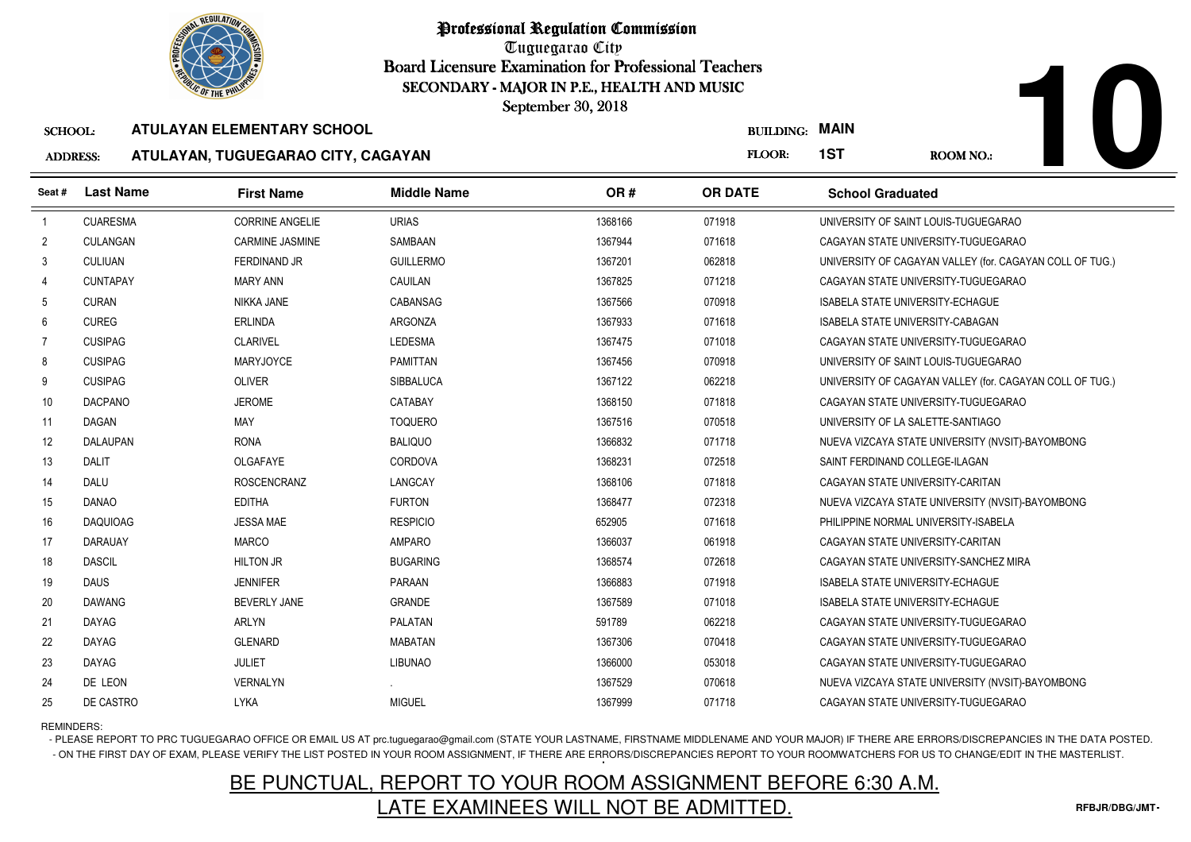# Professional Regulation Commission

Tuguegarao City

Board Licensure Examination for Professional Teachers

SECONDARY - MAJOR IN P.E., HEALTH AND MUSIC

September 30, 2018

**SCHOOL:** ATULAYAN ELEMENTARY SCHOOL

**ADDRESS:** ATULAYAN, TUGUEGARAO CITY, CAGAYAN

**BUILDING:** MAIN

**FLOOR:** 1ST

**ROOM NO.:** 10

| Seat # | Last Name | First Name | Middle Name | OR # | OR DATE | School Graduated |
|---|---|---|---|---|---|---|
| 1 | CUARESMA | CORRINE ANGELIE | URIAS | 1368166 | 071918 | UNIVERSITY OF SAINT LOUIS-TUGUEGARAO |
| 2 | CULANGAN | CARMINE JASMINE | SAMBAAN | 1367944 | 071618 | CAGAYAN STATE UNIVERSITY-TUGUEGARAO |
| 3 | CULIUAN | FERDINAND JR | GUILLERMO | 1367201 | 062818 | UNIVERSITY OF CAGAYAN VALLEY (for. CAGAYAN COLL OF TUG.) |
| 4 | CUNTAPAY | MARY ANN | CAUILAN | 1367825 | 071218 | CAGAYAN STATE UNIVERSITY-TUGUEGARAO |
| 5 | CURAN | NIKKA JANE | CABANSAG | 1367566 | 070918 | ISABELA STATE UNIVERSITY-ECHAGUE |
| 6 | CUREG | ERLINDA | ARGONZA | 1367933 | 071618 | ISABELA STATE UNIVERSITY-CABAGAN |
| 7 | CUSIPAG | CLARIVEL | LEDESMA | 1367475 | 071018 | CAGAYAN STATE UNIVERSITY-TUGUEGARAO |
| 8 | CUSIPAG | MARYJOYCE | PAMITTAN | 1367456 | 070918 | UNIVERSITY OF SAINT LOUIS-TUGUEGARAO |
| 9 | CUSIPAG | OLIVER | SIBBALUCA | 1367122 | 062218 | UNIVERSITY OF CAGAYAN VALLEY (for. CAGAYAN COLL OF TUG.) |
| 10 | DACPANO | JEROME | CATABAY | 1368150 | 071818 | CAGAYAN STATE UNIVERSITY-TUGUEGARAO |
| 11 | DAGAN | MAY | TOQUERO | 1367516 | 070518 | UNIVERSITY OF LA SALETTE-SANTIAGO |
| 12 | DALAUPAN | RONA | BALIQUO | 1366832 | 071718 | NUEVA VIZCAYA STATE UNIVERSITY (NVSIT)-BAYOMBONG |
| 13 | DALIT | OLGAFAYE | CORDOVA | 1368231 | 072518 | SAINT FERDINAND COLLEGE-ILAGAN |
| 14 | DALU | ROSCENCRANZ | LANGCAY | 1368106 | 071818 | CAGAYAN STATE UNIVERSITY-CARITAN |
| 15 | DANAO | EDITHA | FURTON | 1368477 | 072318 | NUEVA VIZCAYA STATE UNIVERSITY (NVSIT)-BAYOMBONG |
| 16 | DAQUIOAG | JESSA MAE | RESPICIO | 652905 | 071618 | PHILIPPINE NORMAL UNIVERSITY-ISABELA |
| 17 | DARAUAY | MARCO | AMPARO | 1366037 | 061918 | CAGAYAN STATE UNIVERSITY-CARITAN |
| 18 | DASCIL | HILTON JR | BUGARING | 1368574 | 072618 | CAGAYAN STATE UNIVERSITY-SANCHEZ MIRA |
| 19 | DAUS | JENNIFER | PARAAN | 1366883 | 071918 | ISABELA STATE UNIVERSITY-ECHAGUE |
| 20 | DAWANG | BEVERLY JANE | GRANDE | 1367589 | 071018 | ISABELA STATE UNIVERSITY-ECHAGUE |
| 21 | DAYAG | ARLYN | PALATAN | 591789 | 062218 | CAGAYAN STATE UNIVERSITY-TUGUEGARAO |
| 22 | DAYAG | GLENARD | MABATAN | 1367306 | 070418 | CAGAYAN STATE UNIVERSITY-TUGUEGARAO |
| 23 | DAYAG | JULIET | LIBUNAO | 1366000 | 053018 | CAGAYAN STATE UNIVERSITY-TUGUEGARAO |
| 24 | DE LEON | VERNALYN | . | 1367529 | 070618 | NUEVA VIZCAYA STATE UNIVERSITY (NVSIT)-BAYOMBONG |
| 25 | DE CASTRO | LYKA | MIGUEL | 1367999 | 071718 | CAGAYAN STATE UNIVERSITY-TUGUEGARAO |

REMINDERS:

- PLEASE REPORT TO PRC TUGUEGARAO OFFICE OR EMAIL US AT prc.tuguegarao@gmail.com (STATE YOUR LASTNAME, FIRSTNAME MIDDLENAME AND YOUR MAJOR) IF THERE ARE ERRORS/DISCREPANCIES IN THE DATA POSTED.
- ON THE FIRST DAY OF EXAM, PLEASE VERIFY THE LIST POSTED IN YOUR ROOM ASSIGNMENT, IF THERE ARE ERRORS/DISCREPANCIES REPORT TO YOUR ROOMWATCHERS FOR US TO CHANGE/EDIT IN THE MASTERLIST.

BE PUNCTUAL, REPORT TO YOUR ROOM ASSIGNMENT BEFORE 6:30 A.M.

LATE EXAMINEES WILL NOT BE ADMITTED.

RFBJR/DBG/JMT-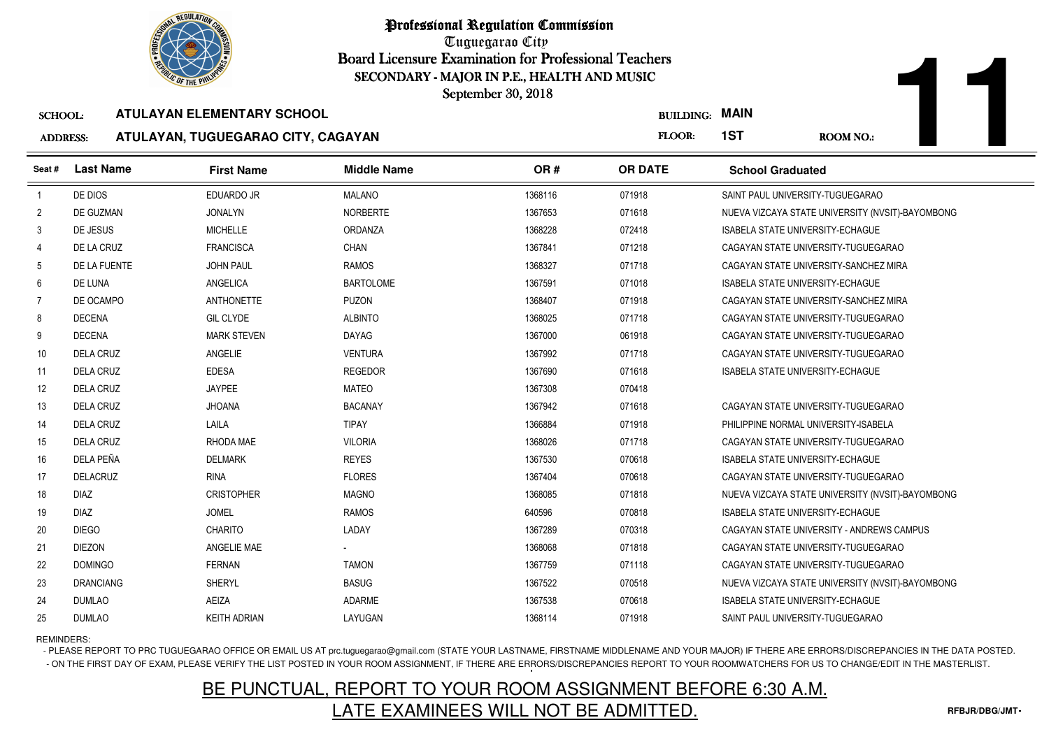# Professional Regulation Commission

Tuguegarao City

Board Licensure Examination for Professional Teachers

SECONDARY - MAJOR IN P.E., HEALTH AND MUSIC

September 30, 2018

**11**

SCHOOL: **ATULAYAN ELEMENTARY SCHOOL**

ADDRESS: **ATULAYAN, TUGUEGARAO CITY, CAGAYAN**

BUILDING: **MAIN**

FLOOR: **1ST**

ROOM NO.:

| Seat # | Last Name | First Name | Middle Name | OR # | OR DATE | School Graduated |
|---|---|---|---|---|---|---|
| 1 | DE DIOS | EDUARDO JR | MALANO | 1368116 | 071918 | SAINT PAUL UNIVERSITY-TUGUEGARAO |
| 2 | DE GUZMAN | JONALYN | NORBERTE | 1367653 | 071618 | NUEVA VIZCAYA STATE UNIVERSITY (NVSIT)-BAYOMBONG |
| 3 | DE JESUS | MICHELLE | ORDANZA | 1368228 | 072418 | ISABELA STATE UNIVERSITY-ECHAGUE |
| 4 | DE LA CRUZ | FRANCISCA | CHAN | 1367841 | 071218 | CAGAYAN STATE UNIVERSITY-TUGUEGARAO |
| 5 | DE LA FUENTE | JOHN PAUL | RAMOS | 1368327 | 071718 | CAGAYAN STATE UNIVERSITY-SANCHEZ MIRA |
| 6 | DE LUNA | ANGELICA | BARTOLOME | 1367591 | 071018 | ISABELA STATE UNIVERSITY-ECHAGUE |
| 7 | DE OCAMPO | ANTHONETTE | PUZON | 1368407 | 071918 | CAGAYAN STATE UNIVERSITY-SANCHEZ MIRA |
| 8 | DECENA | GIL CLYDE | ALBINTO | 1368025 | 071718 | CAGAYAN STATE UNIVERSITY-TUGUEGARAO |
| 9 | DECENA | MARK STEVEN | DAYAG | 1367000 | 061918 | CAGAYAN STATE UNIVERSITY-TUGUEGARAO |
| 10 | DELA CRUZ | ANGELIE | VENTURA | 1367992 | 071718 | CAGAYAN STATE UNIVERSITY-TUGUEGARAO |
| 11 | DELA CRUZ | EDESA | REGEDOR | 1367690 | 071618 | ISABELA STATE UNIVERSITY-ECHAGUE |
| 12 | DELA CRUZ | JAYPEE | MATEO | 1367308 | 070418 | |
| 13 | DELA CRUZ | JHOANA | BACANAY | 1367942 | 071618 | CAGAYAN STATE UNIVERSITY-TUGUEGARAO |
| 14 | DELA CRUZ | LAILA | TIPAY | 1366884 | 071918 | PHILIPPINE NORMAL UNIVERSITY-ISABELA |
| 15 | DELA CRUZ | RHODA MAE | VILORIA | 1368026 | 071718 | CAGAYAN STATE UNIVERSITY-TUGUEGARAO |
| 16 | DELA PEÑA | DELMARK | REYES | 1367530 | 070618 | ISABELA STATE UNIVERSITY-ECHAGUE |
| 17 | DELACRUZ | RINA | FLORES | 1367404 | 070618 | CAGAYAN STATE UNIVERSITY-TUGUEGARAO |
| 18 | DIAZ | CRISTOPHER | MAGNO | 1368085 | 071818 | NUEVA VIZCAYA STATE UNIVERSITY (NVSIT)-BAYOMBONG |
| 19 | DIAZ | JOMEL | RAMOS | 640596 | 070818 | ISABELA STATE UNIVERSITY-ECHAGUE |
| 20 | DIEGO | CHARITO | LADAY | 1367289 | 070318 | CAGAYAN STATE UNIVERSITY - ANDREWS CAMPUS |
| 21 | DIEZON | ANGELIE MAE | - | 1368068 | 071818 | CAGAYAN STATE UNIVERSITY-TUGUEGARAO |
| 22 | DOMINGO | FERNAN | TAMON | 1367759 | 071118 | CAGAYAN STATE UNIVERSITY-TUGUEGARAO |
| 23 | DRANCIANG | SHERYL | BASUG | 1367522 | 070518 | NUEVA VIZCAYA STATE UNIVERSITY (NVSIT)-BAYOMBONG |
| 24 | DUMLAO | AEIZA | ADARME | 1367538 | 070618 | ISABELA STATE UNIVERSITY-ECHAGUE |
| 25 | DUMLAO | KEITH ADRIAN | LAYUGAN | 1368114 | 071918 | SAINT PAUL UNIVERSITY-TUGUEGARAO |

REMINDERS:

- PLEASE REPORT TO PRC TUGUEGARAO OFFICE OR EMAIL US AT prc.tuguegarao@gmail.com (STATE YOUR LASTNAME, FIRSTNAME MIDDLENAME AND YOUR MAJOR) IF THERE ARE ERRORS/DISCREPANCIES IN THE DATA POSTED.
- ON THE FIRST DAY OF EXAM, PLEASE VERIFY THE LIST POSTED IN YOUR ROOM ASSIGNMENT, IF THERE ARE ERRORS/DISCREPANCIES REPORT TO YOUR ROOMWATCHERS FOR US TO CHANGE/EDIT IN THE MASTERLIST.

BE PUNCTUAL, REPORT TO YOUR ROOM ASSIGNMENT BEFORE 6:30 A.M.

LATE EXAMINEES WILL NOT BE ADMITTED.

RFBJR/DBG/JMT-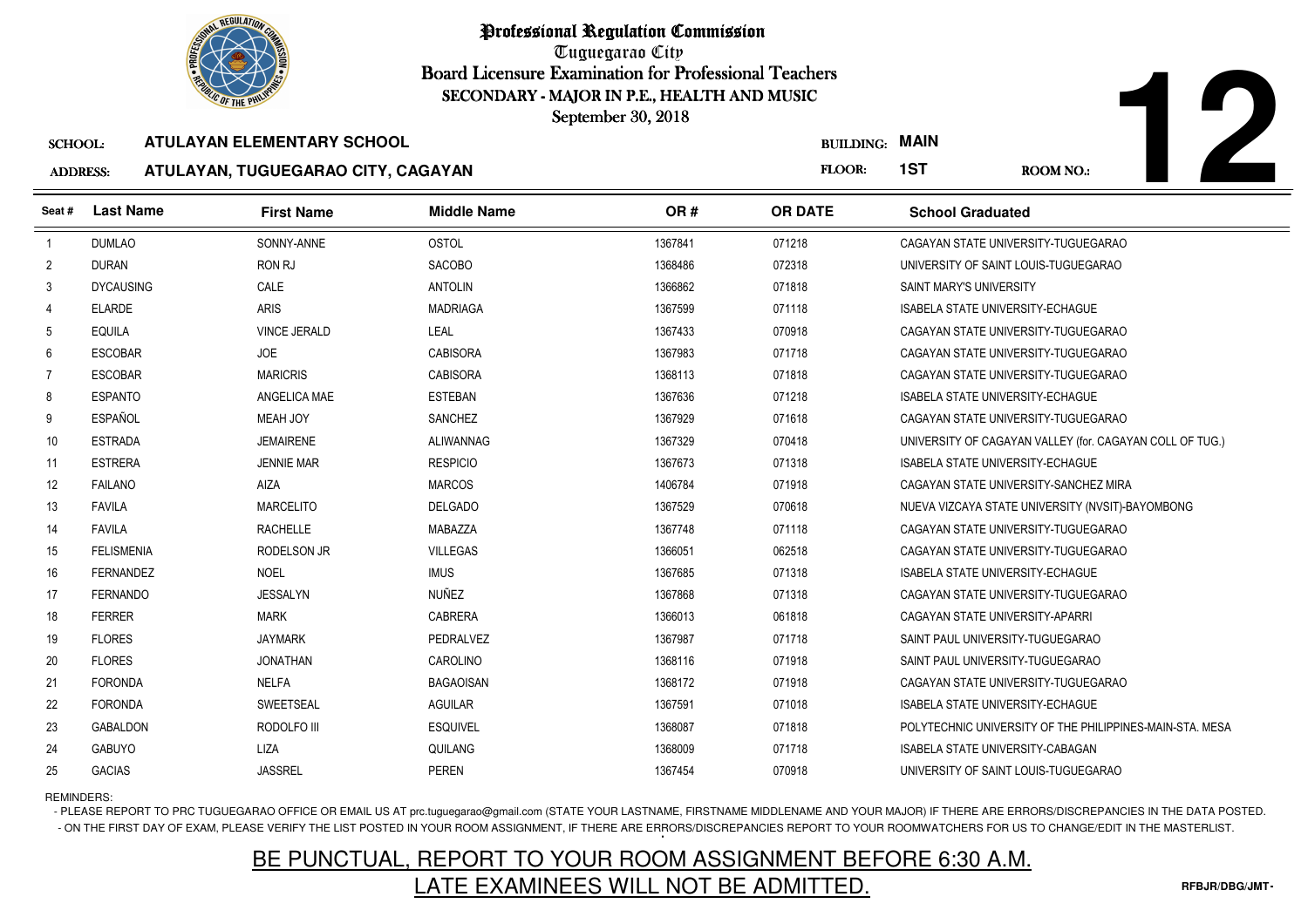# Professional Regulation Commission

Tuguegarao City

Board Licensure Examination for Professional Teachers

SECONDARY - MAJOR IN P.E., HEALTH AND MUSIC

September 30, 2018

**12**

SCHOOL: **ATULAYAN ELEMENTARY SCHOOL** BUILDING: **MAIN**

ADDRESS: **ATULAYAN, TUGUEGARAO CITY, CAGAYAN** FLOOR: **1ST** ROOM NO.:

| Seat # | Last Name | First Name | Middle Name | OR # | OR DATE | School Graduated |
|---|---|---|---|---|---|---|
| 1 | DUMLAO | SONNY-ANNE | OSTOL | 1367841 | 071218 | CAGAYAN STATE UNIVERSITY-TUGUEGARAO |
| 2 | DURAN | RON RJ | SACOBO | 1368486 | 072318 | UNIVERSITY OF SAINT LOUIS-TUGUEGARAO |
| 3 | DYCAUSING | CALE | ANTOLIN | 1366862 | 071818 | SAINT MARY'S UNIVERSITY |
| 4 | ELARDE | ARIS | MADRIAGA | 1367599 | 071118 | ISABELA STATE UNIVERSITY-ECHAGUE |
| 5 | EQUILA | VINCE JERALD | LEAL | 1367433 | 070918 | CAGAYAN STATE UNIVERSITY-TUGUEGARAO |
| 6 | ESCOBAR | JOE | CABISORA | 1367983 | 071718 | CAGAYAN STATE UNIVERSITY-TUGUEGARAO |
| 7 | ESCOBAR | MARICRIS | CABISORA | 1368113 | 071818 | CAGAYAN STATE UNIVERSITY-TUGUEGARAO |
| 8 | ESPANTO | ANGELICA MAE | ESTEBAN | 1367636 | 071218 | ISABELA STATE UNIVERSITY-ECHAGUE |
| 9 | ESPAÑOL | MEAH JOY | SANCHEZ | 1367929 | 071618 | CAGAYAN STATE UNIVERSITY-TUGUEGARAO |
| 10 | ESTRADA | JEMAIRENE | ALIWANNAG | 1367329 | 070418 | UNIVERSITY OF CAGAYAN VALLEY (for. CAGAYAN COLL OF TUG.) |
| 11 | ESTRERA | JENNIE MAR | RESPICIO | 1367673 | 071318 | ISABELA STATE UNIVERSITY-ECHAGUE |
| 12 | FAILANO | AIZA | MARCOS | 1406784 | 071918 | CAGAYAN STATE UNIVERSITY-SANCHEZ MIRA |
| 13 | FAVILA | MARCELITO | DELGADO | 1367529 | 070618 | NUEVA VIZCAYA STATE UNIVERSITY (NVSIT)-BAYOMBONG |
| 14 | FAVILA | RACHELLE | MABAZZA | 1367748 | 071118 | CAGAYAN STATE UNIVERSITY-TUGUEGARAO |
| 15 | FELISMENIA | RODELSON JR | VILLEGAS | 1366051 | 062518 | CAGAYAN STATE UNIVERSITY-TUGUEGARAO |
| 16 | FERNANDEZ | NOEL | IMUS | 1367685 | 071318 | ISABELA STATE UNIVERSITY-ECHAGUE |
| 17 | FERNANDO | JESSALYN | NUÑEZ | 1367868 | 071318 | CAGAYAN STATE UNIVERSITY-TUGUEGARAO |
| 18 | FERRER | MARK | CABRERA | 1366013 | 061818 | CAGAYAN STATE UNIVERSITY-APARRI |
| 19 | FLORES | JAYMARK | PEDRALVEZ | 1367987 | 071718 | SAINT PAUL UNIVERSITY-TUGUEGARAO |
| 20 | FLORES | JONATHAN | CAROLINO | 1368116 | 071918 | SAINT PAUL UNIVERSITY-TUGUEGARAO |
| 21 | FORONDA | NELFA | BAGAOISAN | 1368172 | 071918 | CAGAYAN STATE UNIVERSITY-TUGUEGARAO |
| 22 | FORONDA | SWEETSEAL | AGUILAR | 1367591 | 071018 | ISABELA STATE UNIVERSITY-ECHAGUE |
| 23 | GABALDON | RODOLFO III | ESQUIVEL | 1368087 | 071818 | POLYTECHNIC UNIVERSITY OF THE PHILIPPINES-MAIN-STA. MESA |
| 24 | GABUYO | LIZA | QUILANG | 1368009 | 071718 | ISABELA STATE UNIVERSITY-CABAGAN |
| 25 | GACIAS | JASSREL | PEREN | 1367454 | 070918 | UNIVERSITY OF SAINT LOUIS-TUGUEGARAO |

REMINDERS:

- PLEASE REPORT TO PRC TUGUEGARAO OFFICE OR EMAIL US AT prc.tuguegarao@gmail.com (STATE YOUR LASTNAME, FIRSTNAME MIDDLENAME AND YOUR MAJOR) IF THERE ARE ERRORS/DISCREPANCIES IN THE DATA POSTED.
- ON THE FIRST DAY OF EXAM, PLEASE VERIFY THE LIST POSTED IN YOUR ROOM ASSIGNMENT, IF THERE ARE ERRORS/DISCREPANCIES REPORT TO YOUR ROOMWATCHERS FOR US TO CHANGE/EDIT IN THE MASTERLIST.

## BE PUNCTUAL, REPORT TO YOUR ROOM ASSIGNMENT BEFORE 6:30 A.M.
## LATE EXAMINEES WILL NOT BE ADMITTED.

RFBJR/DBG/JMT-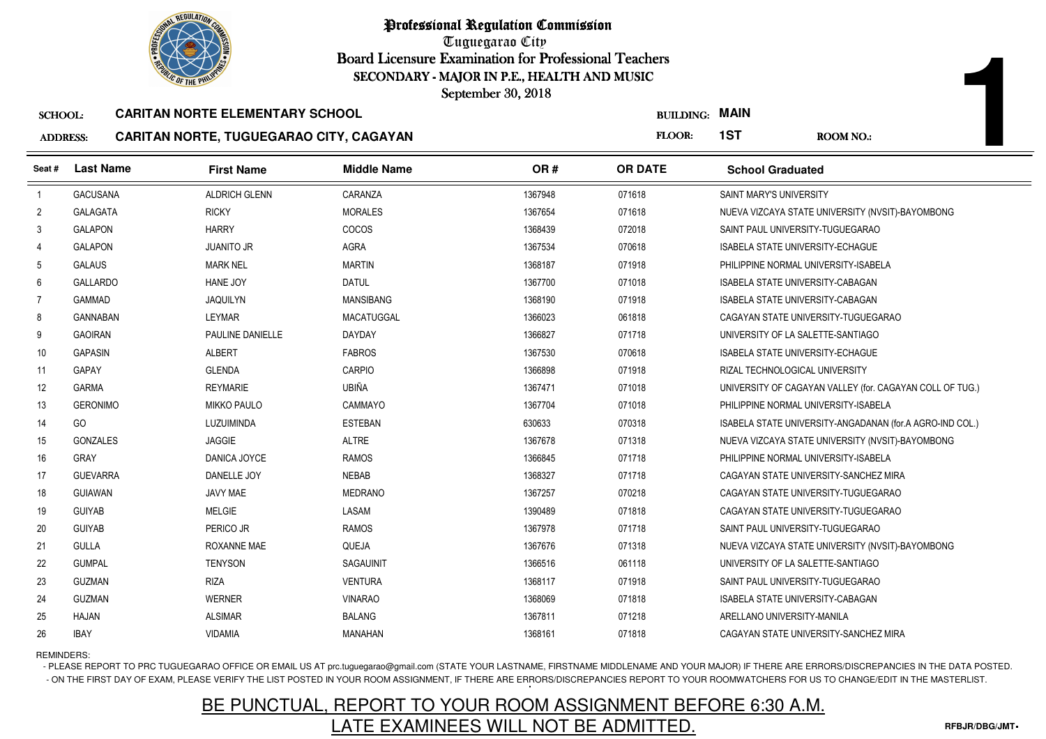# Professional Regulation Commission

Tuguegarao City

Board Licensure Examination for Professional Teachers

SECONDARY - MAJOR IN P.E., HEALTH AND MUSIC

September 30, 2018

**1**

**SCHOOL:** CARITAN NORTE ELEMENTARY SCHOOL

**ADDRESS:** CARITAN NORTE, TUGUEGARAO CITY, CAGAYAN

**BUILDING:** MAIN

**FLOOR:** 1ST

**ROOM NO.:**

| Seat # | Last Name | First Name | Middle Name | OR # | OR DATE | School Graduated |
|---|---|---|---|---|---|---|
| 1 | GACUSANA | ALDRICH GLENN | CARANZA | 1367948 | 071618 | SAINT MARY'S UNIVERSITY |
| 2 | GALAGATA | RICKY | MORALES | 1367654 | 071618 | NUEVA VIZCAYA STATE UNIVERSITY (NVSIT)-BAYOMBONG |
| 3 | GALAPON | HARRY | COCOS | 1368439 | 072018 | SAINT PAUL UNIVERSITY-TUGUEGARAO |
| 4 | GALAPON | JUANITO JR | AGRA | 1367534 | 070618 | ISABELA STATE UNIVERSITY-ECHAGUE |
| 5 | GALAUS | MARK NEL | MARTIN | 1368187 | 071918 | PHILIPPINE NORMAL UNIVERSITY-ISABELA |
| 6 | GALLARDO | HANE JOY | DATUL | 1367700 | 071018 | ISABELA STATE UNIVERSITY-CABAGAN |
| 7 | GAMMAD | JAQUILYN | MANSIBANG | 1368190 | 071918 | ISABELA STATE UNIVERSITY-CABAGAN |
| 8 | GANNABAN | LEYMAR | MACATUGGAL | 1366023 | 061818 | CAGAYAN STATE UNIVERSITY-TUGUEGARAO |
| 9 | GAOIRAN | PAULINE DANIELLE | DAYDAY | 1366827 | 071718 | UNIVERSITY OF LA SALETTE-SANTIAGO |
| 10 | GAPASIN | ALBERT | FABROS | 1367530 | 070618 | ISABELA STATE UNIVERSITY-ECHAGUE |
| 11 | GAPAY | GLENDA | CARPIO | 1366898 | 071918 | RIZAL TECHNOLOGICAL UNIVERSITY |
| 12 | GARMA | REYMARIE | UBIÑA | 1367471 | 071018 | UNIVERSITY OF CAGAYAN VALLEY (for. CAGAYAN COLL OF TUG.) |
| 13 | GERONIMO | MIKKO PAULO | CAMMAYO | 1367704 | 071018 | PHILIPPINE NORMAL UNIVERSITY-ISABELA |
| 14 | GO | LUZUIMINDA | ESTEBAN | 630633 | 070318 | ISABELA STATE UNIVERSITY-ANGADANAN (for.A AGRO-IND COL.) |
| 15 | GONZALES | JAGGIE | ALTRE | 1367678 | 071318 | NUEVA VIZCAYA STATE UNIVERSITY (NVSIT)-BAYOMBONG |
| 16 | GRAY | DANICA JOYCE | RAMOS | 1366845 | 071718 | PHILIPPINE NORMAL UNIVERSITY-ISABELA |
| 17 | GUEVARRA | DANELLE JOY | NEBAB | 1368327 | 071718 | CAGAYAN STATE UNIVERSITY-SANCHEZ MIRA |
| 18 | GUIAWAN | JAVY MAE | MEDRANO | 1367257 | 070218 | CAGAYAN STATE UNIVERSITY-TUGUEGARAO |
| 19 | GUIYAB | MELGIE | LASAM | 1390489 | 071818 | CAGAYAN STATE UNIVERSITY-TUGUEGARAO |
| 20 | GUIYAB | PERICO JR | RAMOS | 1367978 | 071718 | SAINT PAUL UNIVERSITY-TUGUEGARAO |
| 21 | GULLA | ROXANNE MAE | QUEJA | 1367676 | 071318 | NUEVA VIZCAYA STATE UNIVERSITY (NVSIT)-BAYOMBONG |
| 22 | GUMPAL | TENYSON | SAGAUINIT | 1366516 | 061118 | UNIVERSITY OF LA SALETTE-SANTIAGO |
| 23 | GUZMAN | RIZA | VENTURA | 1368117 | 071918 | SAINT PAUL UNIVERSITY-TUGUEGARAO |
| 24 | GUZMAN | WERNER | VINARAO | 1368069 | 071818 | ISABELA STATE UNIVERSITY-CABAGAN |
| 25 | HAJAN | ALSIMAR | BALANG | 1367811 | 071218 | ARELLANO UNIVERSITY-MANILA |
| 26 | IBAY | VIDAMIA | MANAHAN | 1368161 | 071818 | CAGAYAN STATE UNIVERSITY-SANCHEZ MIRA |

REMINDERS:

- PLEASE REPORT TO PRC TUGUEGARAO OFFICE OR EMAIL US AT prc.tuguegarao@gmail.com (STATE YOUR LASTNAME, FIRSTNAME MIDDLENAME AND YOUR MAJOR) IF THERE ARE ERRORS/DISCREPANCIES IN THE DATA POSTED.
- ON THE FIRST DAY OF EXAM, PLEASE VERIFY THE LIST POSTED IN YOUR ROOM ASSIGNMENT, IF THERE ARE ERRORS/DISCREPANCIES REPORT TO YOUR ROOMWATCHERS FOR US TO CHANGE/EDIT IN THE MASTERLIST.

BE PUNCTUAL, REPORT TO YOUR ROOM ASSIGNMENT BEFORE 6:30 A.M.

LATE EXAMINEES WILL NOT BE ADMITTED.

RFBJR/DBG/JMT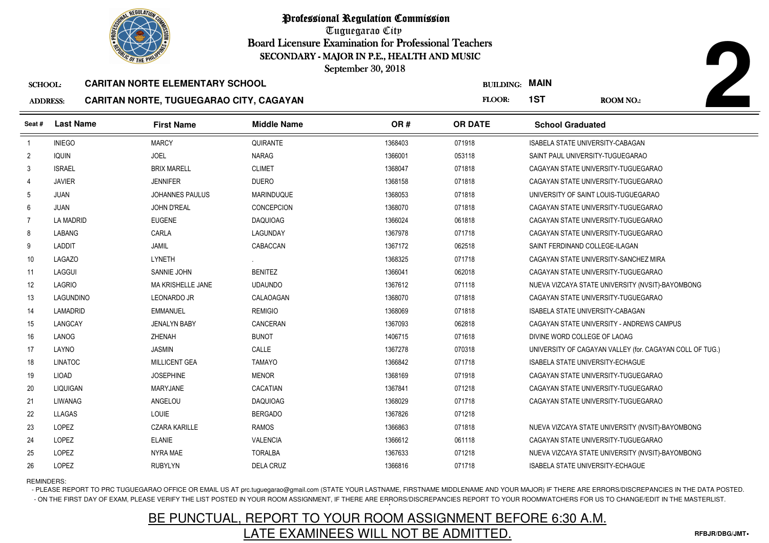# Professional Regulation Commission

Tuguegarao City

Board Licensure Examination for Professional Teachers

SECONDARY - MAJOR IN P.E., HEALTH AND MUSIC

September 30, 2018

**2**

SCHOOL: **CARITAN NORTE ELEMENTARY SCHOOL** BUILDING: **MAIN**

ADDRESS: **CARITAN NORTE, TUGUEGARAO CITY, CAGAYAN** FLOOR: **1ST** ROOM NO.:

| Seat # | Last Name | First Name | Middle Name | OR # | OR DATE | School Graduated |
|---|---|---|---|---|---|---|
| 1 | INIEGO | MARCY | QUIRANTE | 1368403 | 071918 | ISABELA STATE UNIVERSITY-CABAGAN |
| 2 | IQUIN | JOEL | NARAG | 1366001 | 053118 | SAINT PAUL UNIVERSITY-TUGUEGARAO |
| 3 | ISRAEL | BRIX MARELL | CLIMET | 1368047 | 071818 | CAGAYAN STATE UNIVERSITY-TUGUEGARAO |
| 4 | JAVIER | JENNIFER | DUERO | 1368158 | 071818 | CAGAYAN STATE UNIVERSITY-TUGUEGARAO |
| 5 | JUAN | JOHANNES PAULUS | MARINDUQUE | 1368053 | 071818 | UNIVERSITY OF SAINT LOUIS-TUGUEGARAO |
| 6 | JUAN | JOHN D'REAL | CONCEPCION | 1368070 | 071818 | CAGAYAN STATE UNIVERSITY-TUGUEGARAO |
| 7 | LA MADRID | EUGENE | DAQUIOAG | 1366024 | 061818 | CAGAYAN STATE UNIVERSITY-TUGUEGARAO |
| 8 | LABANG | CARLA | LAGUNDAY | 1367978 | 071718 | CAGAYAN STATE UNIVERSITY-TUGUEGARAO |
| 9 | LADDIT | JAMIL | CABACCAN | 1367172 | 062518 | SAINT FERDINAND COLLEGE-ILAGAN |
| 10 | LAGAZO | LYNETH | . | 1368325 | 071718 | CAGAYAN STATE UNIVERSITY-SANCHEZ MIRA |
| 11 | LAGGUI | SANNIE JOHN | BENITEZ | 1366041 | 062018 | CAGAYAN STATE UNIVERSITY-TUGUEGARAO |
| 12 | LAGRIO | MA KRISHELLE JANE | UDAUNDO | 1367612 | 071118 | NUEVA VIZCAYA STATE UNIVERSITY (NVSIT)-BAYOMBONG |
| 13 | LAGUNDINO | LEONARDO JR | CALAOAGAN | 1368070 | 071818 | CAGAYAN STATE UNIVERSITY-TUGUEGARAO |
| 14 | LAMADRID | EMMANUEL | REMIGIO | 1368069 | 071818 | ISABELA STATE UNIVERSITY-CABAGAN |
| 15 | LANGCAY | JENALYN BABY | CANCERAN | 1367093 | 062818 | CAGAYAN STATE UNIVERSITY - ANDREWS CAMPUS |
| 16 | LANOG | ZHENAH | BUNOT | 1406715 | 071618 | DIVINE WORD COLLEGE OF LAOAG |
| 17 | LAYNO | JASMIN | CALLE | 1367278 | 070318 | UNIVERSITY OF CAGAYAN VALLEY (for. CAGAYAN COLL OF TUG.) |
| 18 | LINATOC | MILLICENT GEA | TAMAYO | 1366842 | 071718 | ISABELA STATE UNIVERSITY-ECHAGUE |
| 19 | LIOAD | JOSEPHINE | MENOR | 1368169 | 071918 | CAGAYAN STATE UNIVERSITY-TUGUEGARAO |
| 20 | LIQUIGAN | MARYJANE | CACATIAN | 1367841 | 071218 | CAGAYAN STATE UNIVERSITY-TUGUEGARAO |
| 21 | LIWANAG | ANGELOU | DAQUIOAG | 1368029 | 071718 | CAGAYAN STATE UNIVERSITY-TUGUEGARAO |
| 22 | LLAGAS | LOUIE | BERGADO | 1367826 | 071218 | |
| 23 | LOPEZ | CZARA KARILLE | RAMOS | 1366863 | 071818 | NUEVA VIZCAYA STATE UNIVERSITY (NVSIT)-BAYOMBONG |
| 24 | LOPEZ | ELANIE | VALENCIA | 1366612 | 061118 | CAGAYAN STATE UNIVERSITY-TUGUEGARAO |
| 25 | LOPEZ | NYRA MAE | TORALBA | 1367633 | 071218 | NUEVA VIZCAYA STATE UNIVERSITY (NVSIT)-BAYOMBONG |
| 26 | LOPEZ | RUBYLYN | DELA CRUZ | 1366816 | 071718 | ISABELA STATE UNIVERSITY-ECHAGUE |

REMINDERS:

- PLEASE REPORT TO PRC TUGUEGARAO OFFICE OR EMAIL US AT prc.tuguegarao@gmail.com (STATE YOUR LASTNAME, FIRSTNAME MIDDLENAME AND YOUR MAJOR) IF THERE ARE ERRORS/DISCREPANCIES IN THE DATA POSTED.
- ON THE FIRST DAY OF EXAM, PLEASE VERIFY THE LIST POSTED IN YOUR ROOM ASSIGNMENT, IF THERE ARE ERRORS/DISCREPANCIES REPORT TO YOUR ROOMWATCHERS FOR US TO CHANGE/EDIT IN THE MASTERLIST.

## BE PUNCTUAL, REPORT TO YOUR ROOM ASSIGNMENT BEFORE 6:30 A.M.
## LATE EXAMINEES WILL NOT BE ADMITTED.

RFBJR/DBG/JMT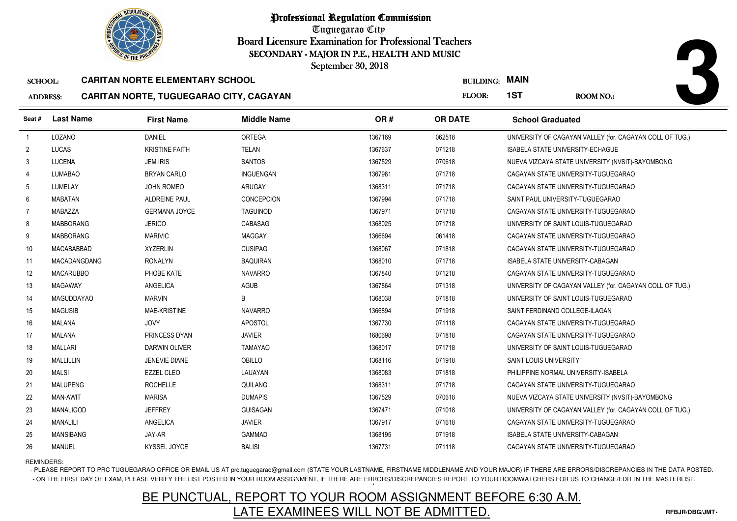# Professional Regulation Commission

Tuguegarao City

Board Licensure Examination for Professional Teachers

SECONDARY - MAJOR IN P.E., HEALTH AND MUSIC

September 30, 2018

**3**

**SCHOOL:** CARITAN NORTE ELEMENTARY SCHOOL

**ADDRESS:** CARITAN NORTE, TUGUEGARAO CITY, CAGAYAN

**BUILDING:** MAIN

**FLOOR:** 1ST

**ROOM NO.:**

| Seat # | Last Name | First Name | Middle Name | OR # | OR DATE | School Graduated |
|---|---|---|---|---|---|---|
| 1 | LOZANO | DANIEL | ORTEGA | 1367169 | 062518 | UNIVERSITY OF CAGAYAN VALLEY (for. CAGAYAN COLL OF TUG.) |
| 2 | LUCAS | KRISTINE FAITH | TELAN | 1367637 | 071218 | ISABELA STATE UNIVERSITY-ECHAGUE |
| 3 | LUCENA | JEM IRIS | SANTOS | 1367529 | 070618 | NUEVA VIZCAYA STATE UNIVERSITY (NVSIT)-BAYOMBONG |
| 4 | LUMABAO | BRYAN CARLO | INGUENGAN | 1367981 | 071718 | CAGAYAN STATE UNIVERSITY-TUGUEGARAO |
| 5 | LUMELAY | JOHN ROMEO | ARUGAY | 1368311 | 071718 | CAGAYAN STATE UNIVERSITY-TUGUEGARAO |
| 6 | MABATAN | ALDREINE PAUL | CONCEPCION | 1367994 | 071718 | SAINT PAUL UNIVERSITY-TUGUEGARAO |
| 7 | MABAZZA | GERMANA JOYCE | TAGUINOD | 1367971 | 071718 | CAGAYAN STATE UNIVERSITY-TUGUEGARAO |
| 8 | MABBORANG | JERICO | CABASAG | 1368025 | 071718 | UNIVERSITY OF SAINT LOUIS-TUGUEGARAO |
| 9 | MABBORANG | MARIVIC | MAGGAY | 1366694 | 061418 | CAGAYAN STATE UNIVERSITY-TUGUEGARAO |
| 10 | MACABABBAD | XYZERLIN | CUSIPAG | 1368067 | 071818 | CAGAYAN STATE UNIVERSITY-TUGUEGARAO |
| 11 | MACADANGDANG | RONALYN | BAQUIRAN | 1368010 | 071718 | ISABELA STATE UNIVERSITY-CABAGAN |
| 12 | MACARUBBO | PHOBE KATE | NAVARRO | 1367840 | 071218 | CAGAYAN STATE UNIVERSITY-TUGUEGARAO |
| 13 | MAGAWAY | ANGELICA | AGUB | 1367864 | 071318 | UNIVERSITY OF CAGAYAN VALLEY (for. CAGAYAN COLL OF TUG.) |
| 14 | MAGUDDAYAO | MARVIN | B | 1368038 | 071818 | UNIVERSITY OF SAINT LOUIS-TUGUEGARAO |
| 15 | MAGUSIB | MAE-KRISTINE | NAVARRO | 1366894 | 071918 | SAINT FERDINAND COLLEGE-ILAGAN |
| 16 | MALANA | JOVY | APOSTOL | 1367730 | 071118 | CAGAYAN STATE UNIVERSITY-TUGUEGARAO |
| 17 | MALANA | PRINCESS DYAN | JAVIER | 1680698 | 071818 | CAGAYAN STATE UNIVERSITY-TUGUEGARAO |
| 18 | MALLARI | DARWIN OLIVER | TAMAYAO | 1368017 | 071718 | UNIVERSITY OF SAINT LOUIS-TUGUEGARAO |
| 19 | MALLILLIN | JENEVIE DIANE | OBILLO | 1368116 | 071918 | SAINT LOUIS UNIVERSITY |
| 20 | MALSI | EZZEL CLEO | LAUAYAN | 1368083 | 071818 | PHILIPPINE NORMAL UNIVERSITY-ISABELA |
| 21 | MALUPENG | ROCHELLE | QUILANG | 1368311 | 071718 | CAGAYAN STATE UNIVERSITY-TUGUEGARAO |
| 22 | MAN-AWIT | MARISA | DUMAPIS | 1367529 | 070618 | NUEVA VIZCAYA STATE UNIVERSITY (NVSIT)-BAYOMBONG |
| 23 | MANALIGOD | JEFFREY | GUISAGAN | 1367471 | 071018 | UNIVERSITY OF CAGAYAN VALLEY (for. CAGAYAN COLL OF TUG.) |
| 24 | MANALILI | ANGELICA | JAVIER | 1367917 | 071618 | CAGAYAN STATE UNIVERSITY-TUGUEGARAO |
| 25 | MANSIBANG | JAY-AR | GAMMAD | 1368195 | 071918 | ISABELA STATE UNIVERSITY-CABAGAN |
| 26 | MANUEL | KYSSEL JOYCE | BALISI | 1367731 | 071118 | CAGAYAN STATE UNIVERSITY-TUGUEGARAO |

REMINDERS:

- PLEASE REPORT TO PRC TUGUEGARAO OFFICE OR EMAIL US AT prc.tuguegarao@gmail.com (STATE YOUR LASTNAME, FIRSTNAME MIDDLENAME AND YOUR MAJOR) IF THERE ARE ERRORS/DISCREPANCIES IN THE DATA POSTED.
- ON THE FIRST DAY OF EXAM, PLEASE VERIFY THE LIST POSTED IN YOUR ROOM ASSIGNMENT, IF THERE ARE ERRORS/DISCREPANCIES REPORT TO YOUR ROOMWATCHERS FOR US TO CHANGE/EDIT IN THE MASTERLIST.

BE PUNCTUAL, REPORT TO YOUR ROOM ASSIGNMENT BEFORE 6:30 A.M.

LATE EXAMINEES WILL NOT BE ADMITTED.

RFBJR/DBG/JMT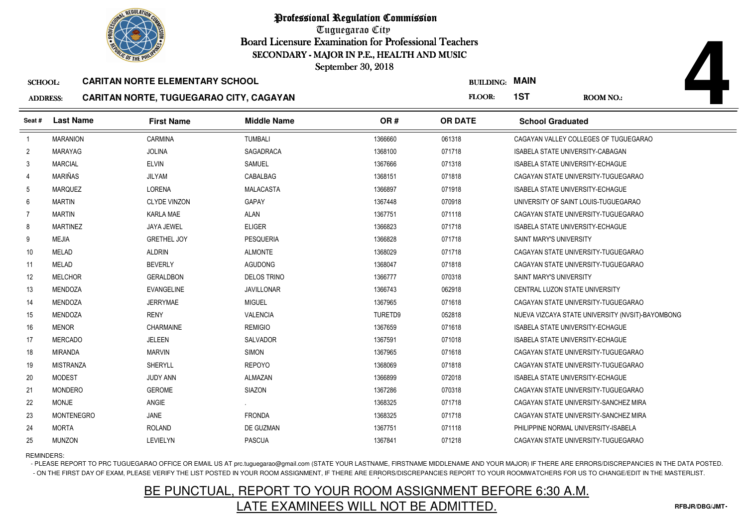# Professional Regulation Commission

Tuguegarao City

Board Licensure Examination for Professional Teachers

SECONDARY - MAJOR IN P.E., HEALTH AND MUSIC

September 30, 2018

**4**

SCHOOL: **CARITAN NORTE ELEMENTARY SCHOOL**

BUILDING: **MAIN**

ADDRESS: **CARITAN NORTE, TUGUEGARAO CITY, CAGAYAN**

FLOOR: **1ST**

ROOM NO.:

| Seat # | Last Name | First Name | Middle Name | OR # | OR DATE | School Graduated |
|---|---|---|---|---|---|---|
| 1 | MARANION | CARMINA | TUMBALI | 1366660 | 061318 | CAGAYAN VALLEY COLLEGES OF TUGUEGARAO |
| 2 | MARAYAG | JOLINA | SAGADRACA | 1368100 | 071718 | ISABELA STATE UNIVERSITY-CABAGAN |
| 3 | MARCIAL | ELVIN | SAMUEL | 1367666 | 071318 | ISABELA STATE UNIVERSITY-ECHAGUE |
| 4 | MARIÑAS | JILYAM | CABALBAG | 1368151 | 071818 | CAGAYAN STATE UNIVERSITY-TUGUEGARAO |
| 5 | MARQUEZ | LORENA | MALACASTA | 1366897 | 071918 | ISABELA STATE UNIVERSITY-ECHAGUE |
| 6 | MARTIN | CLYDE VINZON | GAPAY | 1367448 | 070918 | UNIVERSITY OF SAINT LOUIS-TUGUEGARAO |
| 7 | MARTIN | KARLA MAE | ALAN | 1367751 | 071118 | CAGAYAN STATE UNIVERSITY-TUGUEGARAO |
| 8 | MARTINEZ | JAYA JEWEL | ELIGER | 1366823 | 071718 | ISABELA STATE UNIVERSITY-ECHAGUE |
| 9 | MEJIA | GRETHEL JOY | PESQUERIA | 1366828 | 071718 | SAINT MARY'S UNIVERSITY |
| 10 | MELAD | ALDRIN | ALMONTE | 1368029 | 071718 | CAGAYAN STATE UNIVERSITY-TUGUEGARAO |
| 11 | MELAD | BEVERLY | AGUDONG | 1368047 | 071818 | CAGAYAN STATE UNIVERSITY-TUGUEGARAO |
| 12 | MELCHOR | GERALDBON | DELOS TRINO | 1366777 | 070318 | SAINT MARY'S UNIVERSITY |
| 13 | MENDOZA | EVANGELINE | JAVILLONAR | 1366743 | 062918 | CENTRAL LUZON STATE UNIVERSITY |
| 14 | MENDOZA | JERRYMAE | MIGUEL | 1367965 | 071618 | CAGAYAN STATE UNIVERSITY-TUGUEGARAO |
| 15 | MENDOZA | RENY | VALENCIA | TURETD9 | 052818 | NUEVA VIZCAYA STATE UNIVERSITY (NVSIT)-BAYOMBONG |
| 16 | MENOR | CHARMAINE | REMIGIO | 1367659 | 071618 | ISABELA STATE UNIVERSITY-ECHAGUE |
| 17 | MERCADO | JELEEN | SALVADOR | 1367591 | 071018 | ISABELA STATE UNIVERSITY-ECHAGUE |
| 18 | MIRANDA | MARVIN | SIMON | 1367965 | 071618 | CAGAYAN STATE UNIVERSITY-TUGUEGARAO |
| 19 | MISTRANZA | SHERYLL | REPOYO | 1368069 | 071818 | CAGAYAN STATE UNIVERSITY-TUGUEGARAO |
| 20 | MODEST | JUDY ANN | ALMAZAN | 1366899 | 072018 | ISABELA STATE UNIVERSITY-ECHAGUE |
| 21 | MONDERO | GEROME | SIAZON | 1367286 | 070318 | CAGAYAN STATE UNIVERSITY-TUGUEGARAO |
| 22 | MONJE | ANGIE | . | 1368325 | 071718 | CAGAYAN STATE UNIVERSITY-SANCHEZ MIRA |
| 23 | MONTENEGRO | JANE | FRONDA | 1368325 | 071718 | CAGAYAN STATE UNIVERSITY-SANCHEZ MIRA |
| 24 | MORTA | ROLAND | DE GUZMAN | 1367751 | 071118 | PHILIPPINE NORMAL UNIVERSITY-ISABELA |
| 25 | MUNZON | LEVIELYN | PASCUA | 1367841 | 071218 | CAGAYAN STATE UNIVERSITY-TUGUEGARAO |

REMINDERS:

- PLEASE REPORT TO PRC TUGUEGARAO OFFICE OR EMAIL US AT prc.tuguegarao@gmail.com (STATE YOUR LASTNAME, FIRSTNAME MIDDLENAME AND YOUR MAJOR) IF THERE ARE ERRORS/DISCREPANCIES IN THE DATA POSTED.
- ON THE FIRST DAY OF EXAM, PLEASE VERIFY THE LIST POSTED IN YOUR ROOM ASSIGNMENT, IF THERE ARE ERRORS/DISCREPANCIES REPORT TO YOUR ROOMWATCHERS FOR US TO CHANGE/EDIT IN THE MASTERLIST.

**BE PUNCTUAL, REPORT TO YOUR ROOM ASSIGNMENT BEFORE 6:30 A.M.**

**LATE EXAMINEES WILL NOT BE ADMITTED.**

RFBJR/DBG/JMT-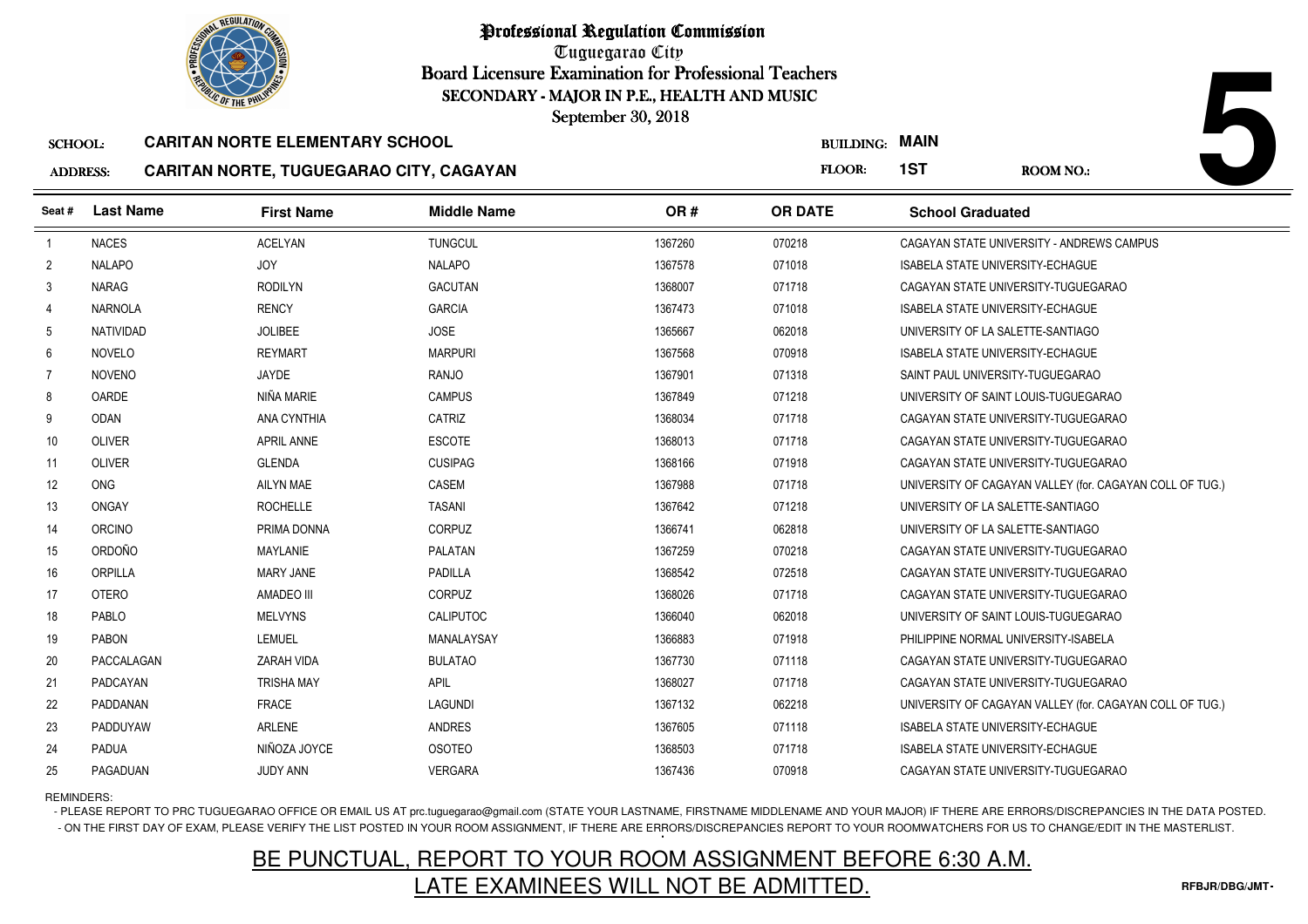# Professional Regulation Commission

Tuguegarao City

Board Licensure Examination for Professional Teachers

SECONDARY - MAJOR IN P.E., HEALTH AND MUSIC

September 30, 2018

**5**

SCHOOL: **CARITAN NORTE ELEMENTARY SCHOOL** BUILDING: **MAIN**

ADDRESS: **CARITAN NORTE, TUGUEGARAO CITY, CAGAYAN** FLOOR: **1ST** ROOM NO.:

| Seat # | Last Name | First Name | Middle Name | OR # | OR DATE | School Graduated |
|---|---|---|---|---|---|---|
| 1 | NACES | ACELYAN | TUNGCUL | 1367260 | 070218 | CAGAYAN STATE UNIVERSITY - ANDREWS CAMPUS |
| 2 | NALAPO | JOY | NALAPO | 1367578 | 071018 | ISABELA STATE UNIVERSITY-ECHAGUE |
| 3 | NARAG | RODILYN | GACUTAN | 1368007 | 071718 | CAGAYAN STATE UNIVERSITY-TUGUEGARAO |
| 4 | NARNOLA | RENCY | GARCIA | 1367473 | 071018 | ISABELA STATE UNIVERSITY-ECHAGUE |
| 5 | NATIVIDAD | JOLIBEE | JOSE | 1365667 | 062018 | UNIVERSITY OF LA SALETTE-SANTIAGO |
| 6 | NOVELO | REYMART | MARPURI | 1367568 | 070918 | ISABELA STATE UNIVERSITY-ECHAGUE |
| 7 | NOVENO | JAYDE | RANJO | 1367901 | 071318 | SAINT PAUL UNIVERSITY-TUGUEGARAO |
| 8 | OARDE | NIÑA MARIE | CAMPUS | 1367849 | 071218 | UNIVERSITY OF SAINT LOUIS-TUGUEGARAO |
| 9 | ODAN | ANA CYNTHIA | CATRIZ | 1368034 | 071718 | CAGAYAN STATE UNIVERSITY-TUGUEGARAO |
| 10 | OLIVER | APRIL ANNE | ESCOTE | 1368013 | 071718 | CAGAYAN STATE UNIVERSITY-TUGUEGARAO |
| 11 | OLIVER | GLENDA | CUSIPAG | 1368166 | 071918 | CAGAYAN STATE UNIVERSITY-TUGUEGARAO |
| 12 | ONG | AILYN MAE | CASEM | 1367988 | 071718 | UNIVERSITY OF CAGAYAN VALLEY (for. CAGAYAN COLL OF TUG.) |
| 13 | ONGAY | ROCHELLE | TASANI | 1367642 | 071218 | UNIVERSITY OF LA SALETTE-SANTIAGO |
| 14 | ORCINO | PRIMA DONNA | CORPUZ | 1366741 | 062818 | UNIVERSITY OF LA SALETTE-SANTIAGO |
| 15 | ORDOÑO | MAYLANIE | PALATAN | 1367259 | 070218 | CAGAYAN STATE UNIVERSITY-TUGUEGARAO |
| 16 | ORPILLA | MARY JANE | PADILLA | 1368542 | 072518 | CAGAYAN STATE UNIVERSITY-TUGUEGARAO |
| 17 | OTERO | AMADEO III | CORPUZ | 1368026 | 071718 | CAGAYAN STATE UNIVERSITY-TUGUEGARAO |
| 18 | PABLO | MELVYNS | CALIPUTOC | 1366040 | 062018 | UNIVERSITY OF SAINT LOUIS-TUGUEGARAO |
| 19 | PABON | LEMUEL | MANALAYSAY | 1366883 | 071918 | PHILIPPINE NORMAL UNIVERSITY-ISABELA |
| 20 | PACCALAGAN | ZARAH VIDA | BULATAO | 1367730 | 071118 | CAGAYAN STATE UNIVERSITY-TUGUEGARAO |
| 21 | PADCAYAN | TRISHA MAY | APIL | 1368027 | 071718 | CAGAYAN STATE UNIVERSITY-TUGUEGARAO |
| 22 | PADDANAN | FRACE | LAGUNDI | 1367132 | 062218 | UNIVERSITY OF CAGAYAN VALLEY (for. CAGAYAN COLL OF TUG.) |
| 23 | PADDUYAW | ARLENE | ANDRES | 1367605 | 071118 | ISABELA STATE UNIVERSITY-ECHAGUE |
| 24 | PADUA | NIÑOZA JOYCE | OSOTEO | 1368503 | 071718 | ISABELA STATE UNIVERSITY-ECHAGUE |
| 25 | PAGADUAN | JUDY ANN | VERGARA | 1367436 | 070918 | CAGAYAN STATE UNIVERSITY-TUGUEGARAO |

REMINDERS:

- PLEASE REPORT TO PRC TUGUEGARAO OFFICE OR EMAIL US AT prc.tuguegarao@gmail.com (STATE YOUR LASTNAME, FIRSTNAME MIDDLENAME AND YOUR MAJOR) IF THERE ARE ERRORS/DISCREPANCIES IN THE DATA POSTED.
- ON THE FIRST DAY OF EXAM, PLEASE VERIFY THE LIST POSTED IN YOUR ROOM ASSIGNMENT, IF THERE ARE ERRORS/DISCREPANCIES REPORT TO YOUR ROOMWATCHERS FOR US TO CHANGE/EDIT IN THE MASTERLIST.

## BE PUNCTUAL, REPORT TO YOUR ROOM ASSIGNMENT BEFORE 6:30 A.M.
## LATE EXAMINEES WILL NOT BE ADMITTED.

RFBJR/DBG/JMT-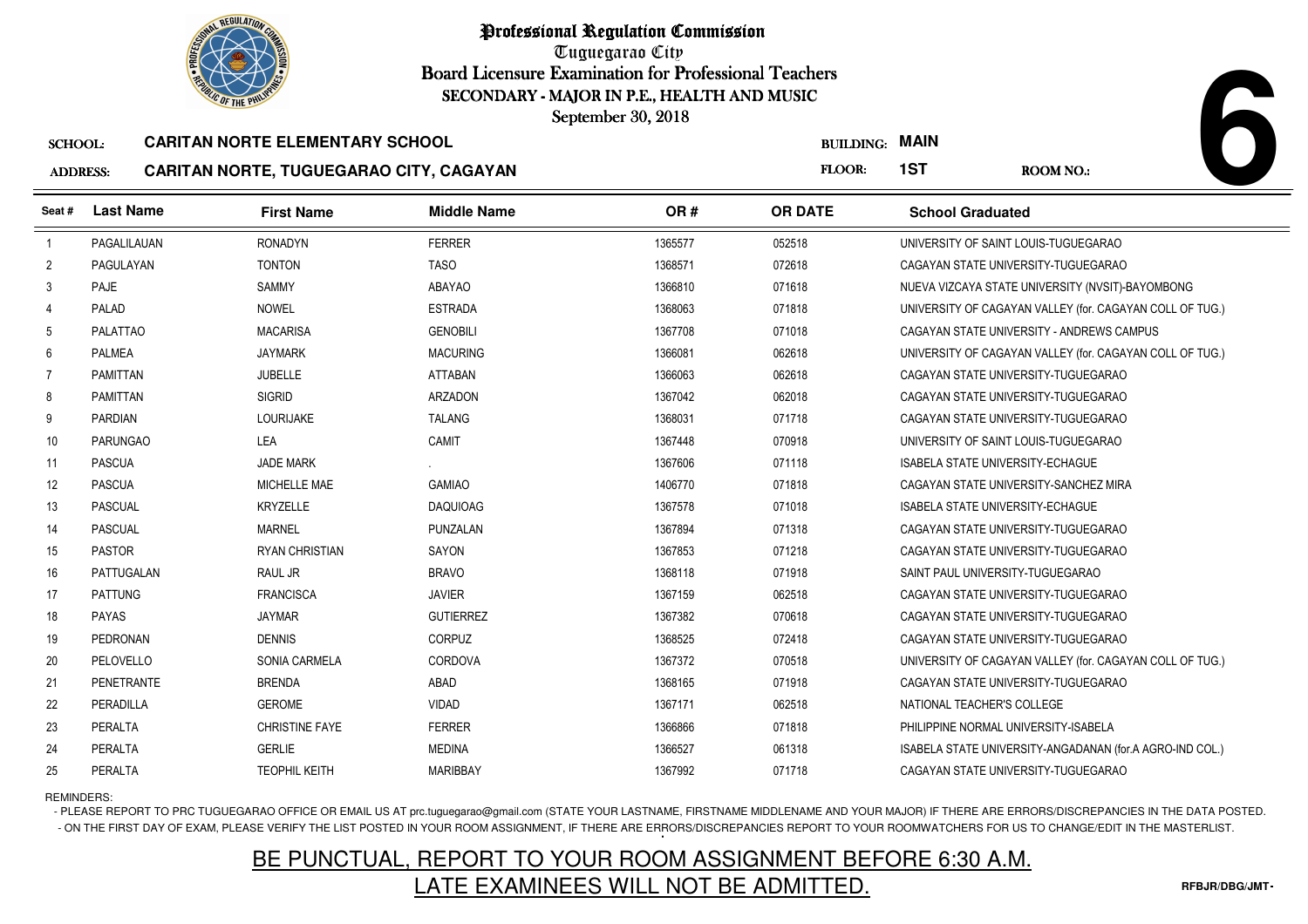# Professional Regulation Commission

Tuguegarao City

Board Licensure Examination for Professional Teachers

SECONDARY - MAJOR IN P.E., HEALTH AND MUSIC

September 30, 2018

**6**

**SCHOOL:** CARITAN NORTE ELEMENTARY SCHOOL

**ADDRESS:** CARITAN NORTE, TUGUEGARAO CITY, CAGAYAN

**BUILDING:** MAIN

**FLOOR:** 1ST

**ROOM NO.:**

| Seat # | Last Name | First Name | Middle Name | OR # | OR DATE | School Graduated |
|---|---|---|---|---|---|---|
| 1 | PAGALILAUAN | RONADYN | FERRER | 1365577 | 052518 | UNIVERSITY OF SAINT LOUIS-TUGUEGARAO |
| 2 | PAGULAYAN | TONTON | TASO | 1368571 | 072618 | CAGAYAN STATE UNIVERSITY-TUGUEGARAO |
| 3 | PAJE | SAMMY | ABAYAO | 1366810 | 071618 | NUEVA VIZCAYA STATE UNIVERSITY (NVSIT)-BAYOMBONG |
| 4 | PALAD | NOWEL | ESTRADA | 1368063 | 071818 | UNIVERSITY OF CAGAYAN VALLEY (for. CAGAYAN COLL OF TUG.) |
| 5 | PALATTAO | MACARISA | GENOBILI | 1367708 | 071018 | CAGAYAN STATE UNIVERSITY - ANDREWS CAMPUS |
| 6 | PALMEA | JAYMARK | MACURING | 1366081 | 062618 | UNIVERSITY OF CAGAYAN VALLEY (for. CAGAYAN COLL OF TUG.) |
| 7 | PAMITTAN | JUBELLE | ATTABAN | 1366063 | 062618 | CAGAYAN STATE UNIVERSITY-TUGUEGARAO |
| 8 | PAMITTAN | SIGRID | ARZADON | 1367042 | 062018 | CAGAYAN STATE UNIVERSITY-TUGUEGARAO |
| 9 | PARDIAN | LOURIJAKE | TALANG | 1368031 | 071718 | CAGAYAN STATE UNIVERSITY-TUGUEGARAO |
| 10 | PARUNGAO | LEA | CAMIT | 1367448 | 070918 | UNIVERSITY OF SAINT LOUIS-TUGUEGARAO |
| 11 | PASCUA | JADE MARK | . | 1367606 | 071118 | ISABELA STATE UNIVERSITY-ECHAGUE |
| 12 | PASCUA | MICHELLE MAE | GAMIAO | 1406770 | 071818 | CAGAYAN STATE UNIVERSITY-SANCHEZ MIRA |
| 13 | PASCUAL | KRYZELLE | DAQUIOAG | 1367578 | 071018 | ISABELA STATE UNIVERSITY-ECHAGUE |
| 14 | PASCUAL | MARNEL | PUNZALAN | 1367894 | 071318 | CAGAYAN STATE UNIVERSITY-TUGUEGARAO |
| 15 | PASTOR | RYAN CHRISTIAN | SAYON | 1367853 | 071218 | CAGAYAN STATE UNIVERSITY-TUGUEGARAO |
| 16 | PATTUGALAN | RAUL JR | BRAVO | 1368118 | 071918 | SAINT PAUL UNIVERSITY-TUGUEGARAO |
| 17 | PATTUNG | FRANCISCA | JAVIER | 1367159 | 062518 | CAGAYAN STATE UNIVERSITY-TUGUEGARAO |
| 18 | PAYAS | JAYMAR | GUTIERREZ | 1367382 | 070618 | CAGAYAN STATE UNIVERSITY-TUGUEGARAO |
| 19 | PEDRONAN | DENNIS | CORPUZ | 1368525 | 072418 | CAGAYAN STATE UNIVERSITY-TUGUEGARAO |
| 20 | PELOVELLO | SONIA CARMELA | CORDOVA | 1367372 | 070518 | UNIVERSITY OF CAGAYAN VALLEY (for. CAGAYAN COLL OF TUG.) |
| 21 | PENETRANTE | BRENDA | ABAD | 1368165 | 071918 | CAGAYAN STATE UNIVERSITY-TUGUEGARAO |
| 22 | PERADILLA | GEROME | VIDAD | 1367171 | 062518 | NATIONAL TEACHER'S COLLEGE |
| 23 | PERALTA | CHRISTINE FAYE | FERRER | 1366866 | 071818 | PHILIPPINE NORMAL UNIVERSITY-ISABELA |
| 24 | PERALTA | GERLIE | MEDINA | 1366527 | 061318 | ISABELA STATE UNIVERSITY-ANGADANAN (for.A AGRO-IND COL.) |
| 25 | PERALTA | TEOPHIL KEITH | MARIBBAY | 1367992 | 071718 | CAGAYAN STATE UNIVERSITY-TUGUEGARAO |

REMINDERS:

- PLEASE REPORT TO PRC TUGUEGARAO OFFICE OR EMAIL US AT prc.tuguegarao@gmail.com (STATE YOUR LASTNAME, FIRSTNAME MIDDLENAME AND YOUR MAJOR) IF THERE ARE ERRORS/DISCREPANCIES IN THE DATA POSTED.
- ON THE FIRST DAY OF EXAM, PLEASE VERIFY THE LIST POSTED IN YOUR ROOM ASSIGNMENT, IF THERE ARE ERRORS/DISCREPANCIES REPORT TO YOUR ROOMWATCHERS FOR US TO CHANGE/EDIT IN THE MASTERLIST.

## BE PUNCTUAL, REPORT TO YOUR ROOM ASSIGNMENT BEFORE 6:30 A.M.

## LATE EXAMINEES WILL NOT BE ADMITTED.

RFBJR/DBG/JMT-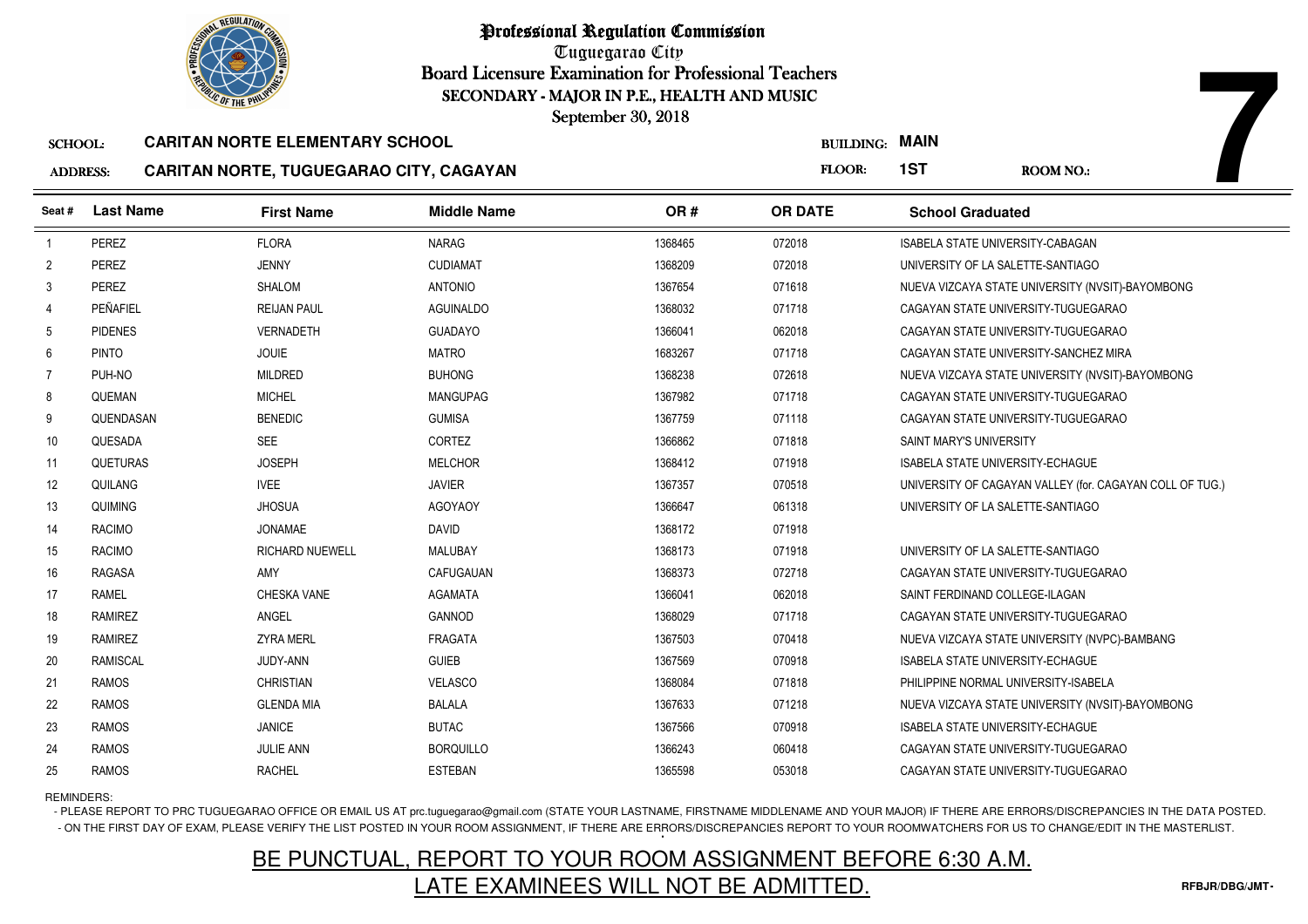# Professional Regulation Commission

Tuguegarao City

Board Licensure Examination for Professional Teachers

SECONDARY - MAJOR IN P.E., HEALTH AND MUSIC

September 30, 2018

**7**

**SCHOOL:** CARITAN NORTE ELEMENTARY SCHOOL

**BUILDING:** MAIN

**ADDRESS:** CARITAN NORTE, TUGUEGARAO CITY, CAGAYAN

**FLOOR:** 1ST

**ROOM NO.:**

| Seat # | Last Name | First Name | Middle Name | OR # | OR DATE | School Graduated |
|---|---|---|---|---|---|---|
| 1 | PEREZ | FLORA | NARAG | 1368465 | 072018 | ISABELA STATE UNIVERSITY-CABAGAN |
| 2 | PEREZ | JENNY | CUDIAMAT | 1368209 | 072018 | UNIVERSITY OF LA SALETTE-SANTIAGO |
| 3 | PEREZ | SHALOM | ANTONIO | 1367654 | 071618 | NUEVA VIZCAYA STATE UNIVERSITY (NVSIT)-BAYOMBONG |
| 4 | PEÑAFIEL | REIJAN PAUL | AGUINALDO | 1368032 | 071718 | CAGAYAN STATE UNIVERSITY-TUGUEGARAO |
| 5 | PIDENES | VERNADETH | GUADAYO | 1366041 | 062018 | CAGAYAN STATE UNIVERSITY-TUGUEGARAO |
| 6 | PINTO | JOUIE | MATRO | 1683267 | 071718 | CAGAYAN STATE UNIVERSITY-SANCHEZ MIRA |
| 7 | PUH-NO | MILDRED | BUHONG | 1368238 | 072618 | NUEVA VIZCAYA STATE UNIVERSITY (NVSIT)-BAYOMBONG |
| 8 | QUEMAN | MICHEL | MANGUPAG | 1367982 | 071718 | CAGAYAN STATE UNIVERSITY-TUGUEGARAO |
| 9 | QUENDASAN | BENEDIC | GUMISA | 1367759 | 071118 | CAGAYAN STATE UNIVERSITY-TUGUEGARAO |
| 10 | QUESADA | SEE | CORTEZ | 1366862 | 071818 | SAINT MARY'S UNIVERSITY |
| 11 | QUETURAS | JOSEPH | MELCHOR | 1368412 | 071918 | ISABELA STATE UNIVERSITY-ECHAGUE |
| 12 | QUILANG | IVEE | JAVIER | 1367357 | 070518 | UNIVERSITY OF CAGAYAN VALLEY (for. CAGAYAN COLL OF TUG.) |
| 13 | QUIMING | JHOSUA | AGOYAOY | 1366647 | 061318 | UNIVERSITY OF LA SALETTE-SANTIAGO |
| 14 | RACIMO | JONAMAE | DAVID | 1368172 | 071918 | |
| 15 | RACIMO | RICHARD NUEWELL | MALUBAY | 1368173 | 071918 | UNIVERSITY OF LA SALETTE-SANTIAGO |
| 16 | RAGASA | AMY | CAFUGAUAN | 1368373 | 072718 | CAGAYAN STATE UNIVERSITY-TUGUEGARAO |
| 17 | RAMEL | CHESKA VANE | AGAMATA | 1366041 | 062018 | SAINT FERDINAND COLLEGE-ILAGAN |
| 18 | RAMIREZ | ANGEL | GANNOD | 1368029 | 071718 | CAGAYAN STATE UNIVERSITY-TUGUEGARAO |
| 19 | RAMIREZ | ZYRA MERL | FRAGATA | 1367503 | 070418 | NUEVA VIZCAYA STATE UNIVERSITY (NVPC)-BAMBANG |
| 20 | RAMISCAL | JUDY-ANN | GUIEB | 1367569 | 070918 | ISABELA STATE UNIVERSITY-ECHAGUE |
| 21 | RAMOS | CHRISTIAN | VELASCO | 1368084 | 071818 | PHILIPPINE NORMAL UNIVERSITY-ISABELA |
| 22 | RAMOS | GLENDA MIA | BALALA | 1367633 | 071218 | NUEVA VIZCAYA STATE UNIVERSITY (NVSIT)-BAYOMBONG |
| 23 | RAMOS | JANICE | BUTAC | 1367566 | 070918 | ISABELA STATE UNIVERSITY-ECHAGUE |
| 24 | RAMOS | JULIE ANN | BORQUILLO | 1366243 | 060418 | CAGAYAN STATE UNIVERSITY-TUGUEGARAO |
| 25 | RAMOS | RACHEL | ESTEBAN | 1365598 | 053018 | CAGAYAN STATE UNIVERSITY-TUGUEGARAO |

REMINDERS:

- PLEASE REPORT TO PRC TUGUEGARAO OFFICE OR EMAIL US AT prc.tuguegarao@gmail.com (STATE YOUR LASTNAME, FIRSTNAME MIDDLENAME AND YOUR MAJOR) IF THERE ARE ERRORS/DISCREPANCIES IN THE DATA POSTED.
- ON THE FIRST DAY OF EXAM, PLEASE VERIFY THE LIST POSTED IN YOUR ROOM ASSIGNMENT, IF THERE ARE ERRORS/DISCREPANCIES REPORT TO YOUR ROOMWATCHERS FOR US TO CHANGE/EDIT IN THE MASTERLIST.

BE PUNCTUAL, REPORT TO YOUR ROOM ASSIGNMENT BEFORE 6:30 A.M.

LATE EXAMINEES WILL NOT BE ADMITTED.

RFBJR/DBG/JMT-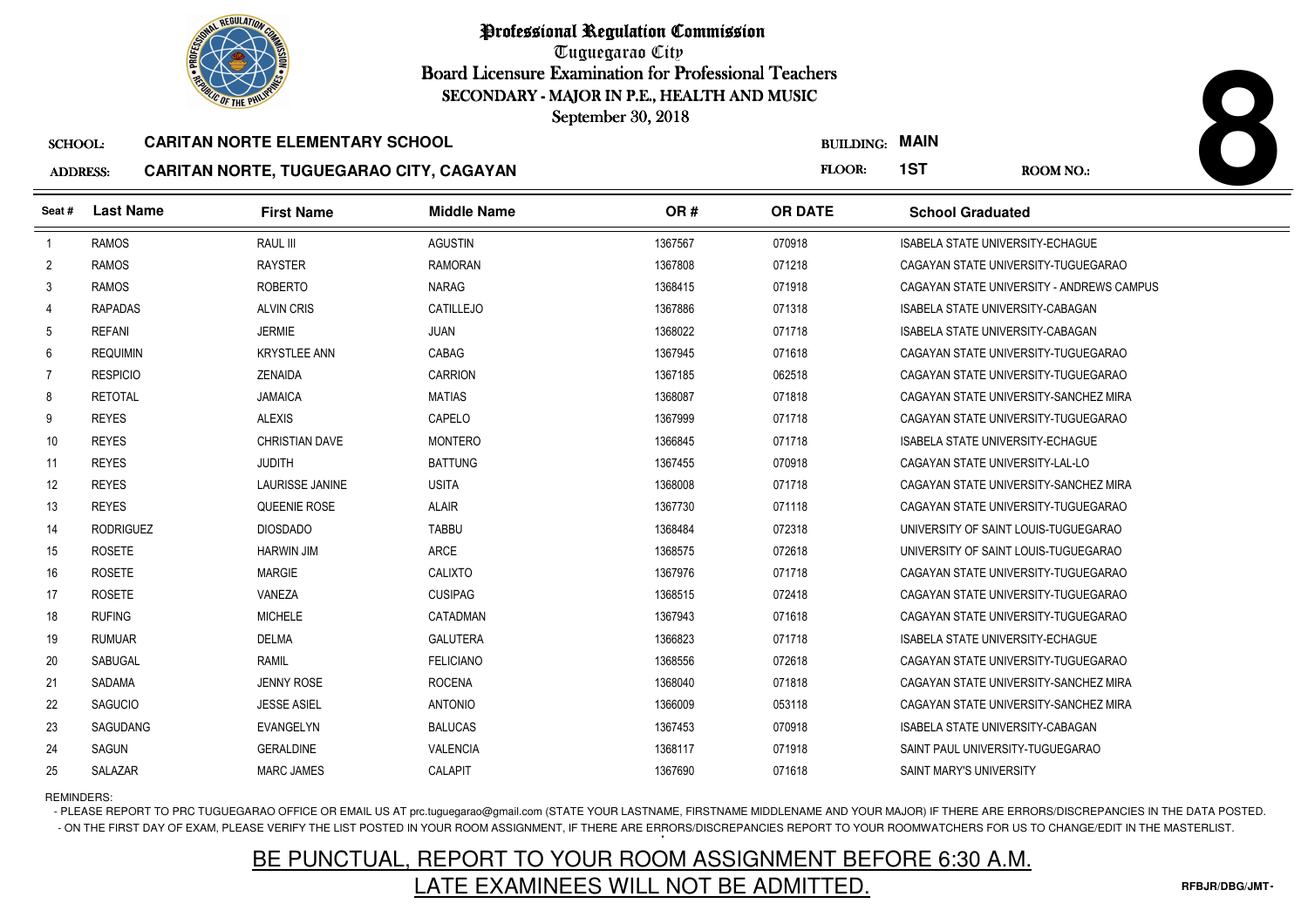# Professional Regulation Commission

Tuguegarao City

Board Licensure Examination for Professional Teachers

SECONDARY - MAJOR IN P.E., HEALTH AND MUSIC

September 30, 2018

**8**

**SCHOOL:** CARITAN NORTE ELEMENTARY SCHOOL

**ADDRESS:** CARITAN NORTE, TUGUEGARAO CITY, CAGAYAN

**BUILDING:** MAIN

**FLOOR:** 1ST

**ROOM NO.:**

| Seat # | Last Name | First Name | Middle Name | OR # | OR DATE | School Graduated |
|---|---|---|---|---|---|---|
| 1 | RAMOS | RAUL III | AGUSTIN | 1367567 | 070918 | ISABELA STATE UNIVERSITY-ECHAGUE |
| 2 | RAMOS | RAYSTER | RAMORAN | 1367808 | 071218 | CAGAYAN STATE UNIVERSITY-TUGUEGARAO |
| 3 | RAMOS | ROBERTO | NARAG | 1368415 | 071918 | CAGAYAN STATE UNIVERSITY - ANDREWS CAMPUS |
| 4 | RAPADAS | ALVIN CRIS | CATILLEJO | 1367886 | 071318 | ISABELA STATE UNIVERSITY-CABAGAN |
| 5 | REFANI | JERMIE | JUAN | 1368022 | 071718 | ISABELA STATE UNIVERSITY-CABAGAN |
| 6 | REQUIMIN | KRYSTLEE ANN | CABAG | 1367945 | 071618 | CAGAYAN STATE UNIVERSITY-TUGUEGARAO |
| 7 | RESPICIO | ZENAIDA | CARRION | 1367185 | 062518 | CAGAYAN STATE UNIVERSITY-TUGUEGARAO |
| 8 | RETOTAL | JAMAICA | MATIAS | 1368087 | 071818 | CAGAYAN STATE UNIVERSITY-SANCHEZ MIRA |
| 9 | REYES | ALEXIS | CAPELO | 1367999 | 071718 | CAGAYAN STATE UNIVERSITY-TUGUEGARAO |
| 10 | REYES | CHRISTIAN DAVE | MONTERO | 1366845 | 071718 | ISABELA STATE UNIVERSITY-ECHAGUE |
| 11 | REYES | JUDITH | BATTUNG | 1367455 | 070918 | CAGAYAN STATE UNIVERSITY-LAL-LO |
| 12 | REYES | LAURISSE JANINE | USITA | 1368008 | 071718 | CAGAYAN STATE UNIVERSITY-SANCHEZ MIRA |
| 13 | REYES | QUEENIE ROSE | ALAIR | 1367730 | 071118 | CAGAYAN STATE UNIVERSITY-TUGUEGARAO |
| 14 | RODRIGUEZ | DIOSDADO | TABBU | 1368484 | 072318 | UNIVERSITY OF SAINT LOUIS-TUGUEGARAO |
| 15 | ROSETE | HARWIN JIM | ARCE | 1368575 | 072618 | UNIVERSITY OF SAINT LOUIS-TUGUEGARAO |
| 16 | ROSETE | MARGIE | CALIXTO | 1367976 | 071718 | CAGAYAN STATE UNIVERSITY-TUGUEGARAO |
| 17 | ROSETE | VANEZA | CUSIPAG | 1368515 | 072418 | CAGAYAN STATE UNIVERSITY-TUGUEGARAO |
| 18 | RUFING | MICHELE | CATADMAN | 1367943 | 071618 | CAGAYAN STATE UNIVERSITY-TUGUEGARAO |
| 19 | RUMUAR | DELMA | GALUTERA | 1366823 | 071718 | ISABELA STATE UNIVERSITY-ECHAGUE |
| 20 | SABUGAL | RAMIL | FELICIANO | 1368556 | 072618 | CAGAYAN STATE UNIVERSITY-TUGUEGARAO |
| 21 | SADAMA | JENNY ROSE | ROCENA | 1368040 | 071818 | CAGAYAN STATE UNIVERSITY-SANCHEZ MIRA |
| 22 | SAGUCIO | JESSE ASIEL | ANTONIO | 1366009 | 053118 | CAGAYAN STATE UNIVERSITY-SANCHEZ MIRA |
| 23 | SAGUDANG | EVANGELYN | BALUCAS | 1367453 | 070918 | ISABELA STATE UNIVERSITY-CABAGAN |
| 24 | SAGUN | GERALDINE | VALENCIA | 1368117 | 071918 | SAINT PAUL UNIVERSITY-TUGUEGARAO |
| 25 | SALAZAR | MARC JAMES | CALAPIT | 1367690 | 071618 | SAINT MARY'S UNIVERSITY |

REMINDERS:

- PLEASE REPORT TO PRC TUGUEGARAO OFFICE OR EMAIL US AT prc.tuguegarao@gmail.com (STATE YOUR LASTNAME, FIRSTNAME MIDDLENAME AND YOUR MAJOR) IF THERE ARE ERRORS/DISCREPANCIES IN THE DATA POSTED.
- ON THE FIRST DAY OF EXAM, PLEASE VERIFY THE LIST POSTED IN YOUR ROOM ASSIGNMENT, IF THERE ARE ERRORS/DISCREPANCIES REPORT TO YOUR ROOMWATCHERS FOR US TO CHANGE/EDIT IN THE MASTERLIST.

BE PUNCTUAL, REPORT TO YOUR ROOM ASSIGNMENT BEFORE 6:30 A.M.

LATE EXAMINEES WILL NOT BE ADMITTED.

RFBJR/DBG/JMT-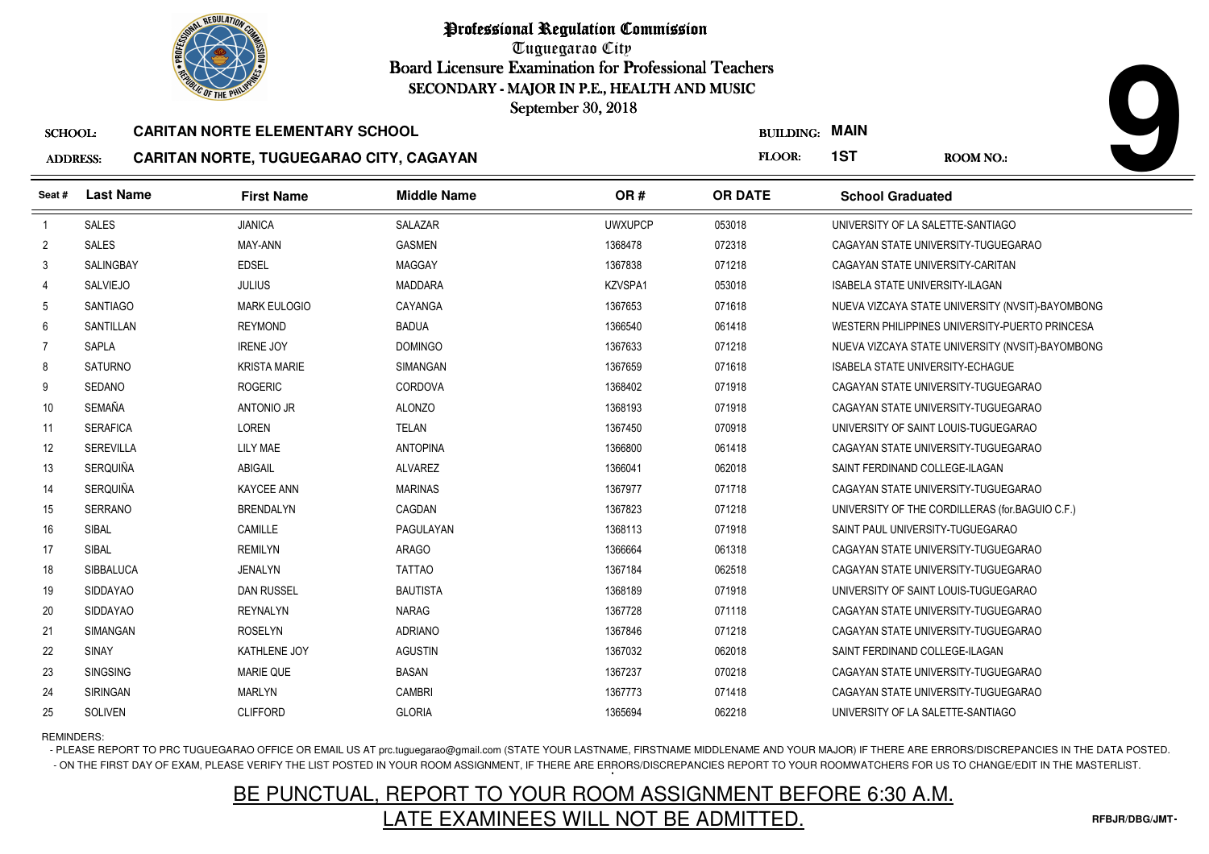# Professional Regulation Commission

Tuguegarao City

Board Licensure Examination for Professional Teachers

SECONDARY - MAJOR IN P.E., HEALTH AND MUSIC

September 30, 2018

**SCHOOL:** CARITAN NORTE ELEMENTARY SCHOOL

**ADDRESS:** CARITAN NORTE, TUGUEGARAO CITY, CAGAYAN

**BUILDING:** MAIN

**FLOOR:** 1ST

**ROOM NO.:** 9

| Seat # | Last Name | First Name | Middle Name | OR # | OR DATE | School Graduated |
|---|---|---|---|---|---|---|
| 1 | SALES | JIANICA | SALAZAR | UWXUPCP | 053018 | UNIVERSITY OF LA SALETTE-SANTIAGO |
| 2 | SALES | MAY-ANN | GASMEN | 1368478 | 072318 | CAGAYAN STATE UNIVERSITY-TUGUEGARAO |
| 3 | SALINGBAY | EDSEL | MAGGAY | 1367838 | 071218 | CAGAYAN STATE UNIVERSITY-CARITAN |
| 4 | SALVIEJO | JULIUS | MADDARA | KZVSPA1 | 053018 | ISABELA STATE UNIVERSITY-ILAGAN |
| 5 | SANTIAGO | MARK EULOGIO | CAYANGA | 1367653 | 071618 | NUEVA VIZCAYA STATE UNIVERSITY (NVSIT)-BAYOMBONG |
| 6 | SANTILLAN | REYMOND | BADUA | 1366540 | 061418 | WESTERN PHILIPPINES UNIVERSITY-PUERTO PRINCESA |
| 7 | SAPLA | IRENE JOY | DOMINGO | 1367633 | 071218 | NUEVA VIZCAYA STATE UNIVERSITY (NVSIT)-BAYOMBONG |
| 8 | SATURNO | KRISTA MARIE | SIMANGAN | 1367659 | 071618 | ISABELA STATE UNIVERSITY-ECHAGUE |
| 9 | SEDANO | ROGERIC | CORDOVA | 1368402 | 071918 | CAGAYAN STATE UNIVERSITY-TUGUEGARAO |
| 10 | SEMAÑA | ANTONIO JR | ALONZO | 1368193 | 071918 | CAGAYAN STATE UNIVERSITY-TUGUEGARAO |
| 11 | SERAFICA | LOREN | TELAN | 1367450 | 070918 | UNIVERSITY OF SAINT LOUIS-TUGUEGARAO |
| 12 | SEREVILLA | LILY MAE | ANTOPINA | 1366800 | 061418 | CAGAYAN STATE UNIVERSITY-TUGUEGARAO |
| 13 | SERQUIÑA | ABIGAIL | ALVAREZ | 1366041 | 062018 | SAINT FERDINAND COLLEGE-ILAGAN |
| 14 | SERQUIÑA | KAYCEE ANN | MARINAS | 1367977 | 071718 | CAGAYAN STATE UNIVERSITY-TUGUEGARAO |
| 15 | SERRANO | BRENDALYN | CAGDAN | 1367823 | 071218 | UNIVERSITY OF THE CORDILLERAS (for.BAGUIO C.F.) |
| 16 | SIBAL | CAMILLE | PAGULAYAN | 1368113 | 071918 | SAINT PAUL UNIVERSITY-TUGUEGARAO |
| 17 | SIBAL | REMILYN | ARAGO | 1366664 | 061318 | CAGAYAN STATE UNIVERSITY-TUGUEGARAO |
| 18 | SIBBALUCA | JENALYN | TATTAO | 1367184 | 062518 | CAGAYAN STATE UNIVERSITY-TUGUEGARAO |
| 19 | SIDDAYAO | DAN RUSSEL | BAUTISTA | 1368189 | 071918 | UNIVERSITY OF SAINT LOUIS-TUGUEGARAO |
| 20 | SIDDAYAO | REYNALYN | NARAG | 1367728 | 071118 | CAGAYAN STATE UNIVERSITY-TUGUEGARAO |
| 21 | SIMANGAN | ROSELYN | ADRIANO | 1367846 | 071218 | CAGAYAN STATE UNIVERSITY-TUGUEGARAO |
| 22 | SINAY | KATHLENE JOY | AGUSTIN | 1367032 | 062018 | SAINT FERDINAND COLLEGE-ILAGAN |
| 23 | SINGSING | MARIE QUE | BASAN | 1367237 | 070218 | CAGAYAN STATE UNIVERSITY-TUGUEGARAO |
| 24 | SIRINGAN | MARLYN | CAMBRI | 1367773 | 071418 | CAGAYAN STATE UNIVERSITY-TUGUEGARAO |
| 25 | SOLIVEN | CLIFFORD | GLORIA | 1365694 | 062218 | UNIVERSITY OF LA SALETTE-SANTIAGO |

REMINDERS:

- PLEASE REPORT TO PRC TUGUEGARAO OFFICE OR EMAIL US AT prc.tuguegarao@gmail.com (STATE YOUR LASTNAME, FIRSTNAME MIDDLENAME AND YOUR MAJOR) IF THERE ARE ERRORS/DISCREPANCIES IN THE DATA POSTED.
- ON THE FIRST DAY OF EXAM, PLEASE VERIFY THE LIST POSTED IN YOUR ROOM ASSIGNMENT, IF THERE ARE ERRORS/DISCREPANCIES REPORT TO YOUR ROOMWATCHERS FOR US TO CHANGE/EDIT IN THE MASTERLIST.

**BE PUNCTUAL, REPORT TO YOUR ROOM ASSIGNMENT BEFORE 6:30 A.M.**

**LATE EXAMINEES WILL NOT BE ADMITTED.**

RFBJR/DBG/JMT-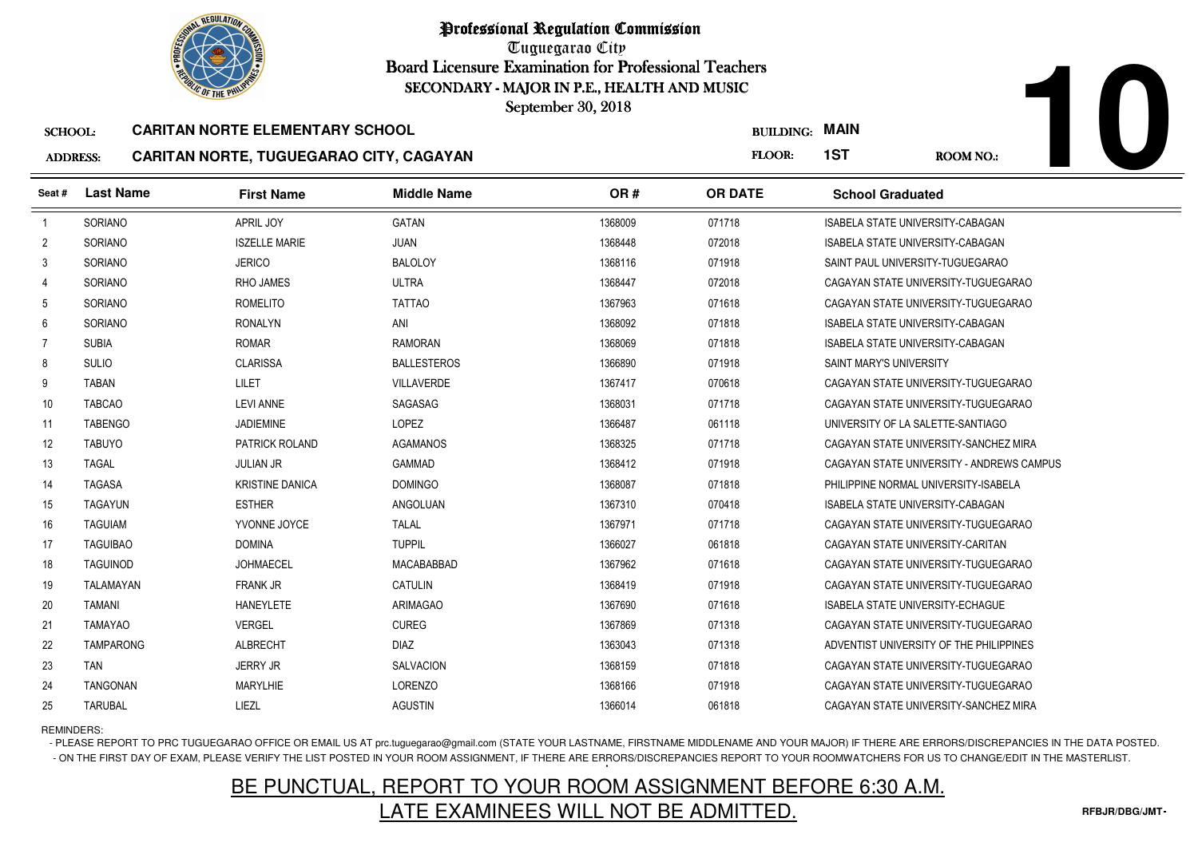# Professional Regulation Commission

Tuguegarao City

Board Licensure Examination for Professional Teachers

SECONDARY - MAJOR IN P.E., HEALTH AND MUSIC

September 30, 2018

**10**

SCHOOL: **CARITAN NORTE ELEMENTARY SCHOOL**

ADDRESS: **CARITAN NORTE, TUGUEGARAO CITY, CAGAYAN**

BUILDING: **MAIN**

FLOOR: **1ST**

ROOM NO.:

| Seat # | Last Name | First Name | Middle Name | OR # | OR DATE | School Graduated |
|---|---|---|---|---|---|---|
| 1 | SORIANO | APRIL JOY | GATAN | 1368009 | 071718 | ISABELA STATE UNIVERSITY-CABAGAN |
| 2 | SORIANO | ISZELLE MARIE | JUAN | 1368448 | 072018 | ISABELA STATE UNIVERSITY-CABAGAN |
| 3 | SORIANO | JERICO | BALOLOY | 1368116 | 071918 | SAINT PAUL UNIVERSITY-TUGUEGARAO |
| 4 | SORIANO | RHO JAMES | ULTRA | 1368447 | 072018 | CAGAYAN STATE UNIVERSITY-TUGUEGARAO |
| 5 | SORIANO | ROMELITO | TATTAO | 1367963 | 071618 | CAGAYAN STATE UNIVERSITY-TUGUEGARAO |
| 6 | SORIANO | RONALYN | ANI | 1368092 | 071818 | ISABELA STATE UNIVERSITY-CABAGAN |
| 7 | SUBIA | ROMAR | RAMORAN | 1368069 | 071818 | ISABELA STATE UNIVERSITY-CABAGAN |
| 8 | SULIO | CLARISSA | BALLESTEROS | 1366890 | 071918 | SAINT MARY'S UNIVERSITY |
| 9 | TABAN | LILET | VILLAVERDE | 1367417 | 070618 | CAGAYAN STATE UNIVERSITY-TUGUEGARAO |
| 10 | TABCAO | LEVI ANNE | SAGASAG | 1368031 | 071718 | CAGAYAN STATE UNIVERSITY-TUGUEGARAO |
| 11 | TABENGO | JADIEMINE | LOPEZ | 1366487 | 061118 | UNIVERSITY OF LA SALETTE-SANTIAGO |
| 12 | TABUYO | PATRICK ROLAND | AGAMANOS | 1368325 | 071718 | CAGAYAN STATE UNIVERSITY-SANCHEZ MIRA |
| 13 | TAGAL | JULIAN JR | GAMMAD | 1368412 | 071918 | CAGAYAN STATE UNIVERSITY - ANDREWS CAMPUS |
| 14 | TAGASA | KRISTINE DANICA | DOMINGO | 1368087 | 071818 | PHILIPPINE NORMAL UNIVERSITY-ISABELA |
| 15 | TAGAYUN | ESTHER | ANGOLUAN | 1367310 | 070418 | ISABELA STATE UNIVERSITY-CABAGAN |
| 16 | TAGUIAM | YVONNE JOYCE | TALAL | 1367971 | 071718 | CAGAYAN STATE UNIVERSITY-TUGUEGARAO |
| 17 | TAGUIBAO | DOMINA | TUPPIL | 1366027 | 061818 | CAGAYAN STATE UNIVERSITY-CARITAN |
| 18 | TAGUINOD | JOHMAECEL | MACABABBAD | 1367962 | 071618 | CAGAYAN STATE UNIVERSITY-TUGUEGARAO |
| 19 | TALAMAYAN | FRANK JR | CATULIN | 1368419 | 071918 | CAGAYAN STATE UNIVERSITY-TUGUEGARAO |
| 20 | TAMANI | HANEYLETE | ARIMAGAO | 1367690 | 071618 | ISABELA STATE UNIVERSITY-ECHAGUE |
| 21 | TAMAYAO | VERGEL | CUREG | 1367869 | 071318 | CAGAYAN STATE UNIVERSITY-TUGUEGARAO |
| 22 | TAMPARONG | ALBRECHT | DIAZ | 1363043 | 071318 | ADVENTIST UNIVERSITY OF THE PHILIPPINES |
| 23 | TAN | JERRY JR | SALVACION | 1368159 | 071818 | CAGAYAN STATE UNIVERSITY-TUGUEGARAO |
| 24 | TANGONAN | MARYLHIE | LORENZO | 1368166 | 071918 | CAGAYAN STATE UNIVERSITY-TUGUEGARAO |
| 25 | TARUBAL | LIEZL | AGUSTIN | 1366014 | 061818 | CAGAYAN STATE UNIVERSITY-SANCHEZ MIRA |

REMINDERS:

- PLEASE REPORT TO PRC TUGUEGARAO OFFICE OR EMAIL US AT prc.tuguegarao@gmail.com (STATE YOUR LASTNAME, FIRSTNAME MIDDLENAME AND YOUR MAJOR) IF THERE ARE ERRORS/DISCREPANCIES IN THE DATA POSTED.
- ON THE FIRST DAY OF EXAM, PLEASE VERIFY THE LIST POSTED IN YOUR ROOM ASSIGNMENT, IF THERE ARE ERRORS/DISCREPANCIES REPORT TO YOUR ROOMWATCHERS FOR US TO CHANGE/EDIT IN THE MASTERLIST.

**BE PUNCTUAL, REPORT TO YOUR ROOM ASSIGNMENT BEFORE 6:30 A.M.**

**LATE EXAMINEES WILL NOT BE ADMITTED.**

RFBJR/DBG/JMT-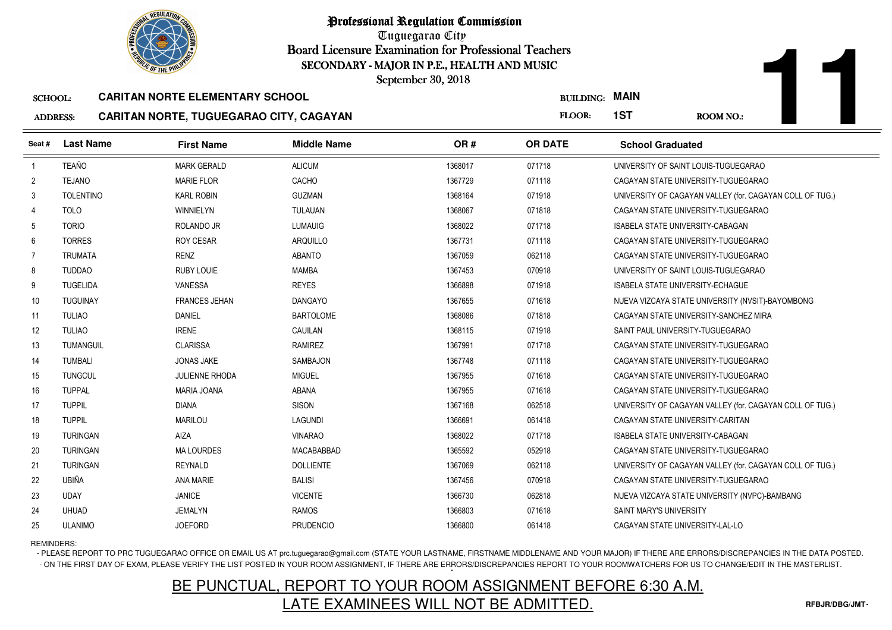# Professional Regulation Commission

Tuguegarao City

Board Licensure Examination for Professional Teachers

SECONDARY - MAJOR IN P.E., HEALTH AND MUSIC

September 30, 2018

**SCHOOL:** CARITAN NORTE ELEMENTARY SCHOOL

**ADDRESS:** CARITAN NORTE, TUGUEGARAO CITY, CAGAYAN

**BUILDING:** MAIN

**FLOOR:** 1ST

**ROOM NO.:** 11

| Seat # | Last Name | First Name | Middle Name | OR # | OR DATE | School Graduated |
|---|---|---|---|---|---|---|
| 1 | TEAÑO | MARK GERALD | ALICUM | 1368017 | 071718 | UNIVERSITY OF SAINT LOUIS-TUGUEGARAO |
| 2 | TEJANO | MARIE FLOR | CACHO | 1367729 | 071118 | CAGAYAN STATE UNIVERSITY-TUGUEGARAO |
| 3 | TOLENTINO | KARL ROBIN | GUZMAN | 1368164 | 071918 | UNIVERSITY OF CAGAYAN VALLEY (for. CAGAYAN COLL OF TUG.) |
| 4 | TOLO | WINNIELYN | TULAUAN | 1368067 | 071818 | CAGAYAN STATE UNIVERSITY-TUGUEGARAO |
| 5 | TORIO | ROLANDO JR | LUMAUIG | 1368022 | 071718 | ISABELA STATE UNIVERSITY-CABAGAN |
| 6 | TORRES | ROY CESAR | ARQUILLO | 1367731 | 071118 | CAGAYAN STATE UNIVERSITY-TUGUEGARAO |
| 7 | TRUMATA | RENZ | ABANTO | 1367059 | 062118 | CAGAYAN STATE UNIVERSITY-TUGUEGARAO |
| 8 | TUDDAO | RUBY LOUIE | MAMBA | 1367453 | 070918 | UNIVERSITY OF SAINT LOUIS-TUGUEGARAO |
| 9 | TUGELIDA | VANESSA | REYES | 1366898 | 071918 | ISABELA STATE UNIVERSITY-ECHAGUE |
| 10 | TUGUINAY | FRANCES JEHAN | DANGAYO | 1367655 | 071618 | NUEVA VIZCAYA STATE UNIVERSITY (NVSIT)-BAYOMBONG |
| 11 | TULIAO | DANIEL | BARTOLOME | 1368086 | 071818 | CAGAYAN STATE UNIVERSITY-SANCHEZ MIRA |
| 12 | TULIAO | IRENE | CAUILAN | 1368115 | 071918 | SAINT PAUL UNIVERSITY-TUGUEGARAO |
| 13 | TUMANGUIL | CLARISSA | RAMIREZ | 1367991 | 071718 | CAGAYAN STATE UNIVERSITY-TUGUEGARAO |
| 14 | TUMBALI | JONAS JAKE | SAMBAJON | 1367748 | 071118 | CAGAYAN STATE UNIVERSITY-TUGUEGARAO |
| 15 | TUNGCUL | JULIENNE RHODA | MIGUEL | 1367955 | 071618 | CAGAYAN STATE UNIVERSITY-TUGUEGARAO |
| 16 | TUPPAL | MARIA JOANA | ABANA | 1367955 | 071618 | CAGAYAN STATE UNIVERSITY-TUGUEGARAO |
| 17 | TUPPIL | DIANA | SISON | 1367168 | 062518 | UNIVERSITY OF CAGAYAN VALLEY (for. CAGAYAN COLL OF TUG.) |
| 18 | TUPPIL | MARILOU | LAGUNDI | 1366691 | 061418 | CAGAYAN STATE UNIVERSITY-CARITAN |
| 19 | TURINGAN | AIZA | VINARAO | 1368022 | 071718 | ISABELA STATE UNIVERSITY-CABAGAN |
| 20 | TURINGAN | MA LOURDES | MACABABBAD | 1365592 | 052918 | CAGAYAN STATE UNIVERSITY-TUGUEGARAO |
| 21 | TURINGAN | REYNALD | DOLLIENTE | 1367069 | 062118 | UNIVERSITY OF CAGAYAN VALLEY (for. CAGAYAN COLL OF TUG.) |
| 22 | UBIÑA | ANA MARIE | BALISI | 1367456 | 070918 | CAGAYAN STATE UNIVERSITY-TUGUEGARAO |
| 23 | UDAY | JANICE | VICENTE | 1366730 | 062818 | NUEVA VIZCAYA STATE UNIVERSITY (NVPC)-BAMBANG |
| 24 | UHUAD | JEMALYN | RAMOS | 1366803 | 071618 | SAINT MARY'S UNIVERSITY |
| 25 | ULANIMO | JOEFORD | PRUDENCIO | 1366800 | 061418 | CAGAYAN STATE UNIVERSITY-LAL-LO |

REMINDERS:

- PLEASE REPORT TO PRC TUGUEGARAO OFFICE OR EMAIL US AT prc.tuguegarao@gmail.com (STATE YOUR LASTNAME, FIRSTNAME MIDDLENAME AND YOUR MAJOR) IF THERE ARE ERRORS/DISCREPANCIES IN THE DATA POSTED.
- ON THE FIRST DAY OF EXAM, PLEASE VERIFY THE LIST POSTED IN YOUR ROOM ASSIGNMENT, IF THERE ARE ERRORS/DISCREPANCIES REPORT TO YOUR ROOMWATCHERS FOR US TO CHANGE/EDIT IN THE MASTERLIST.

## BE PUNCTUAL, REPORT TO YOUR ROOM ASSIGNMENT BEFORE 6:30 A.M.
## LATE EXAMINEES WILL NOT BE ADMITTED.

RFBJR/DBG/JMT-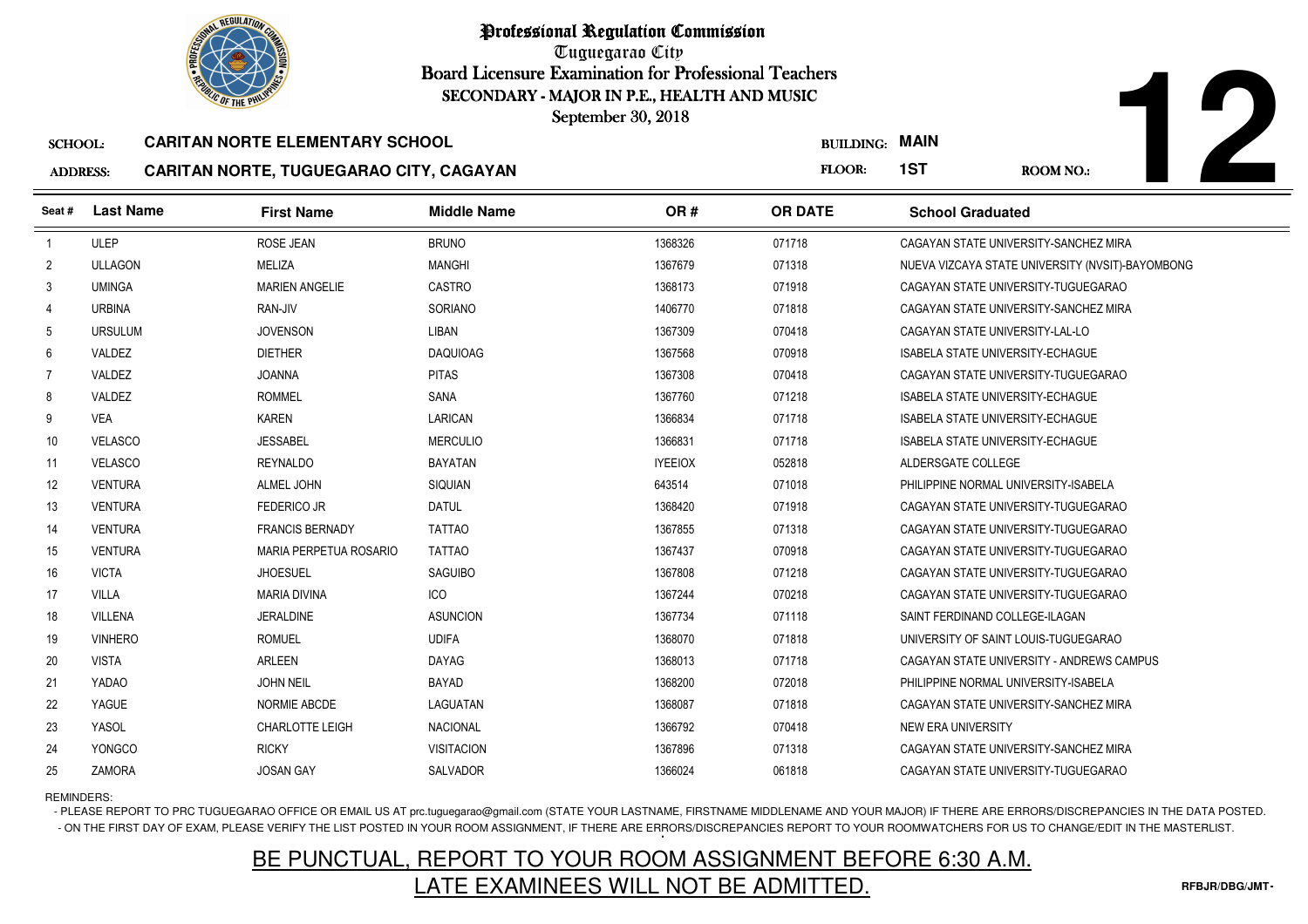# Professional Regulation Commission

Tuguegarao City

Board Licensure Examination for Professional Teachers

SECONDARY - MAJOR IN P.E., HEALTH AND MUSIC

September 30, 2018

**12**

SCHOOL: **CARITAN NORTE ELEMENTARY SCHOOL**

ADDRESS: **CARITAN NORTE, TUGUEGARAO CITY, CAGAYAN**

BUILDING: **MAIN**

FLOOR: **1ST**

ROOM NO.:

| Seat # | Last Name | First Name | Middle Name | OR # | OR DATE | School Graduated |
|---|---|---|---|---|---|---|
| 1 | ULEP | ROSE JEAN | BRUNO | 1368326 | 071718 | CAGAYAN STATE UNIVERSITY-SANCHEZ MIRA |
| 2 | ULLAGON | MELIZA | MANGHI | 1367679 | 071318 | NUEVA VIZCAYA STATE UNIVERSITY (NVSIT)-BAYOMBONG |
| 3 | UMINGA | MARIEN ANGELIE | CASTRO | 1368173 | 071918 | CAGAYAN STATE UNIVERSITY-TUGUEGARAO |
| 4 | URBINA | RAN-JIV | SORIANO | 1406770 | 071818 | CAGAYAN STATE UNIVERSITY-SANCHEZ MIRA |
| 5 | URSULUM | JOVENSON | LIBAN | 1367309 | 070418 | CAGAYAN STATE UNIVERSITY-LAL-LO |
| 6 | VALDEZ | DIETHER | DAQUIOAG | 1367568 | 070918 | ISABELA STATE UNIVERSITY-ECHAGUE |
| 7 | VALDEZ | JOANNA | PITAS | 1367308 | 070418 | CAGAYAN STATE UNIVERSITY-TUGUEGARAO |
| 8 | VALDEZ | ROMMEL | SANA | 1367760 | 071218 | ISABELA STATE UNIVERSITY-ECHAGUE |
| 9 | VEA | KAREN | LARICAN | 1366834 | 071718 | ISABELA STATE UNIVERSITY-ECHAGUE |
| 10 | VELASCO | JESSABEL | MERCULIO | 1366831 | 071718 | ISABELA STATE UNIVERSITY-ECHAGUE |
| 11 | VELASCO | REYNALDO | BAYATAN | IYEEIOX | 052818 | ALDERSGATE COLLEGE |
| 12 | VENTURA | ALMEL JOHN | SIQUIAN | 643514 | 071018 | PHILIPPINE NORMAL UNIVERSITY-ISABELA |
| 13 | VENTURA | FEDERICO JR | DATUL | 1368420 | 071918 | CAGAYAN STATE UNIVERSITY-TUGUEGARAO |
| 14 | VENTURA | FRANCIS BERNADY | TATTAO | 1367855 | 071318 | CAGAYAN STATE UNIVERSITY-TUGUEGARAO |
| 15 | VENTURA | MARIA PERPETUA ROSARIO | TATTAO | 1367437 | 070918 | CAGAYAN STATE UNIVERSITY-TUGUEGARAO |
| 16 | VICTA | JHOESUEL | SAGUIBO | 1367808 | 071218 | CAGAYAN STATE UNIVERSITY-TUGUEGARAO |
| 17 | VILLA | MARIA DIVINA | ICO | 1367244 | 070218 | CAGAYAN STATE UNIVERSITY-TUGUEGARAO |
| 18 | VILLENA | JERALDINE | ASUNCION | 1367734 | 071118 | SAINT FERDINAND COLLEGE-ILAGAN |
| 19 | VINHERO | ROMUEL | UDIFA | 1368070 | 071818 | UNIVERSITY OF SAINT LOUIS-TUGUEGARAO |
| 20 | VISTA | ARLEEN | DAYAG | 1368013 | 071718 | CAGAYAN STATE UNIVERSITY - ANDREWS CAMPUS |
| 21 | YADAO | JOHN NEIL | BAYAD | 1368200 | 072018 | PHILIPPINE NORMAL UNIVERSITY-ISABELA |
| 22 | YAGUE | NORMIE ABCDE | LAGUATAN | 1368087 | 071818 | CAGAYAN STATE UNIVERSITY-SANCHEZ MIRA |
| 23 | YASOL | CHARLOTTE LEIGH | NACIONAL | 1366792 | 070418 | NEW ERA UNIVERSITY |
| 24 | YONGCO | RICKY | VISITACION | 1367896 | 071318 | CAGAYAN STATE UNIVERSITY-SANCHEZ MIRA |
| 25 | ZAMORA | JOSAN GAY | SALVADOR | 1366024 | 061818 | CAGAYAN STATE UNIVERSITY-TUGUEGARAO |

REMINDERS:

- PLEASE REPORT TO PRC TUGUEGARAO OFFICE OR EMAIL US AT prc.tuguegarao@gmail.com (STATE YOUR LASTNAME, FIRSTNAME MIDDLENAME AND YOUR MAJOR) IF THERE ARE ERRORS/DISCREPANCIES IN THE DATA POSTED.
- ON THE FIRST DAY OF EXAM, PLEASE VERIFY THE LIST POSTED IN YOUR ROOM ASSIGNMENT, IF THERE ARE ERRORS/DISCREPANCIES REPORT TO YOUR ROOMWATCHERS FOR US TO CHANGE/EDIT IN THE MASTERLIST.

BE PUNCTUAL, REPORT TO YOUR ROOM ASSIGNMENT BEFORE 6:30 A.M.

LATE EXAMINEES WILL NOT BE ADMITTED.

RFBJR/DBG/JMT-